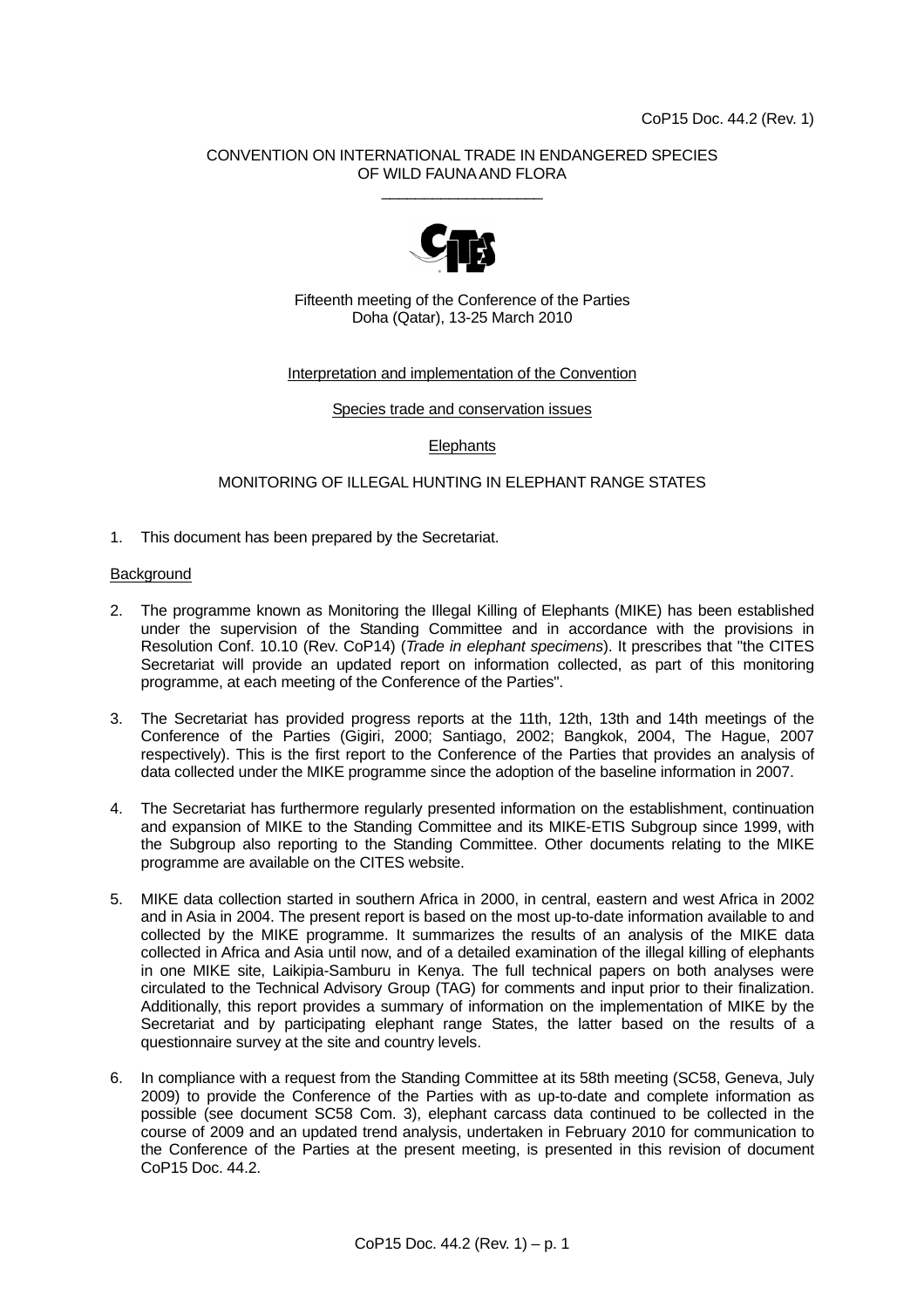CoP15 Doc. 44.2 (Rev. 1)

CONVENTION ON INTERNATIONAL TRADE IN ENDANGERED SPECIES OF WILD FAUNA AND FLORA

\_\_\_\_\_\_\_\_\_\_\_\_\_\_\_\_\_\_\_\_

Fifteenth meeting of the Conference of the Parties
Doha (Qatar), 13-25 March 2010

Interpretation and implementation of the Convention

Species trade and conservation issues

Elephants

# MONITORING OF ILLEGAL HUNTING IN ELEPHANT RANGE STATES

1. This document has been prepared by the Secretariat.

## Background

2. The programme known as Monitoring the Illegal Killing of Elephants (MIKE) has been established under the supervision of the Standing Committee and in accordance with the provisions in Resolution Conf. 10.10 (Rev. CoP14) (*Trade in elephant specimens*). It prescribes that "the CITES Secretariat will provide an updated report on information collected, as part of this monitoring programme, at each meeting of the Conference of the Parties".

3. The Secretariat has provided progress reports at the 11th, 12th, 13th and 14th meetings of the Conference of the Parties (Gigiri, 2000; Santiago, 2002; Bangkok, 2004, The Hague, 2007 respectively). This is the first report to the Conference of the Parties that provides an analysis of data collected under the MIKE programme since the adoption of the baseline information in 2007.

4. The Secretariat has furthermore regularly presented information on the establishment, continuation and expansion of MIKE to the Standing Committee and its MIKE-ETIS Subgroup since 1999, with the Subgroup also reporting to the Standing Committee. Other documents relating to the MIKE programme are available on the CITES website.

5. MIKE data collection started in southern Africa in 2000, in central, eastern and west Africa in 2002 and in Asia in 2004. The present report is based on the most up-to-date information available to and collected by the MIKE programme. It summarizes the results of an analysis of the MIKE data collected in Africa and Asia until now, and of a detailed examination of the illegal killing of elephants in one MIKE site, Laikipia-Samburu in Kenya. The full technical papers on both analyses were circulated to the Technical Advisory Group (TAG) for comments and input prior to their finalization. Additionally, this report provides a summary of information on the implementation of MIKE by the Secretariat and by participating elephant range States, the latter based on the results of a questionnaire survey at the site and country levels.

6. In compliance with a request from the Standing Committee at its 58th meeting (SC58, Geneva, July 2009) to provide the Conference of the Parties with as up-to-date and complete information as possible (see document SC58 Com. 3), elephant carcass data continued to be collected in the course of 2009 and an updated trend analysis, undertaken in February 2010 for communication to the Conference of the Parties at the present meeting, is presented in this revision of document CoP15 Doc. 44.2.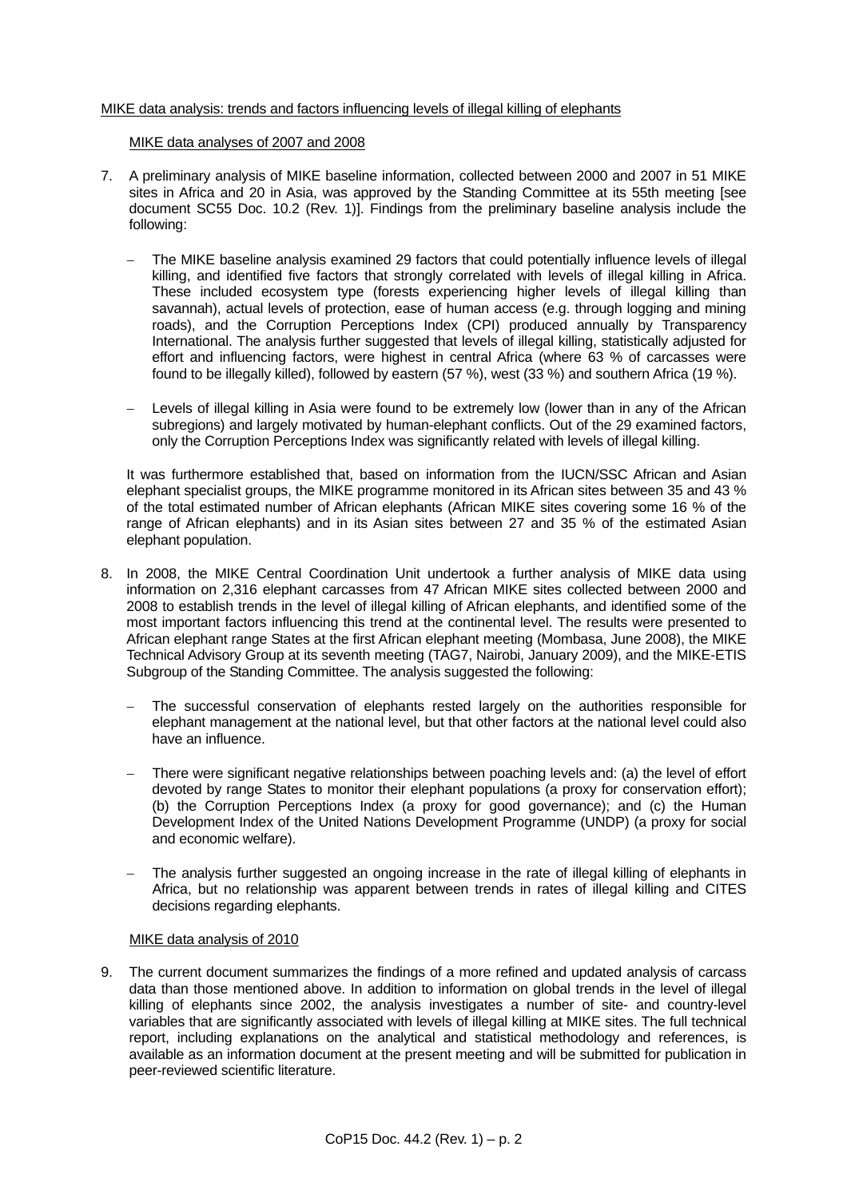MIKE data analysis: trends and factors influencing levels of illegal killing of elephants

MIKE data analyses of 2007 and 2008

7. A preliminary analysis of MIKE baseline information, collected between 2000 and 2007 in 51 MIKE sites in Africa and 20 in Asia, was approved by the Standing Committee at its 55th meeting [see document SC55 Doc. 10.2 (Rev. 1)]. Findings from the preliminary baseline analysis include the following:

   – The MIKE baseline analysis examined 29 factors that could potentially influence levels of illegal killing, and identified five factors that strongly correlated with levels of illegal killing in Africa. These included ecosystem type (forests experiencing higher levels of illegal killing than savannah), actual levels of protection, ease of human access (e.g. through logging and mining roads), and the Corruption Perceptions Index (CPI) produced annually by Transparency International. The analysis further suggested that levels of illegal killing, statistically adjusted for effort and influencing factors, were highest in central Africa (where 63 % of carcasses were found to be illegally killed), followed by eastern (57 %), west (33 %) and southern Africa (19 %).

   – Levels of illegal killing in Asia were found to be extremely low (lower than in any of the African subregions) and largely motivated by human-elephant conflicts. Out of the 29 examined factors, only the Corruption Perceptions Index was significantly related with levels of illegal killing.

   It was furthermore established that, based on information from the IUCN/SSC African and Asian elephant specialist groups, the MIKE programme monitored in its African sites between 35 and 43 % of the total estimated number of African elephants (African MIKE sites covering some 16 % of the range of African elephants) and in its Asian sites between 27 and 35 % of the estimated Asian elephant population.

8. In 2008, the MIKE Central Coordination Unit undertook a further analysis of MIKE data using information on 2,316 elephant carcasses from 47 African MIKE sites collected between 2000 and 2008 to establish trends in the level of illegal killing of African elephants, and identified some of the most important factors influencing this trend at the continental level. The results were presented to African elephant range States at the first African elephant meeting (Mombasa, June 2008), the MIKE Technical Advisory Group at its seventh meeting (TAG7, Nairobi, January 2009), and the MIKE-ETIS Subgroup of the Standing Committee. The analysis suggested the following:

   – The successful conservation of elephants rested largely on the authorities responsible for elephant management at the national level, but that other factors at the national level could also have an influence.

   – There were significant negative relationships between poaching levels and: (a) the level of effort devoted by range States to monitor their elephant populations (a proxy for conservation effort); (b) the Corruption Perceptions Index (a proxy for good governance); and (c) the Human Development Index of the United Nations Development Programme (UNDP) (a proxy for social and economic welfare).

   – The analysis further suggested an ongoing increase in the rate of illegal killing of elephants in Africa, but no relationship was apparent between trends in rates of illegal killing and CITES decisions regarding elephants.

MIKE data analysis of 2010

9. The current document summarizes the findings of a more refined and updated analysis of carcass data than those mentioned above. In addition to information on global trends in the level of illegal killing of elephants since 2002, the analysis investigates a number of site- and country-level variables that are significantly associated with levels of illegal killing at MIKE sites. The full technical report, including explanations on the analytical and statistical methodology and references, is available as an information document at the present meeting and will be submitted for publication in peer-reviewed scientific literature.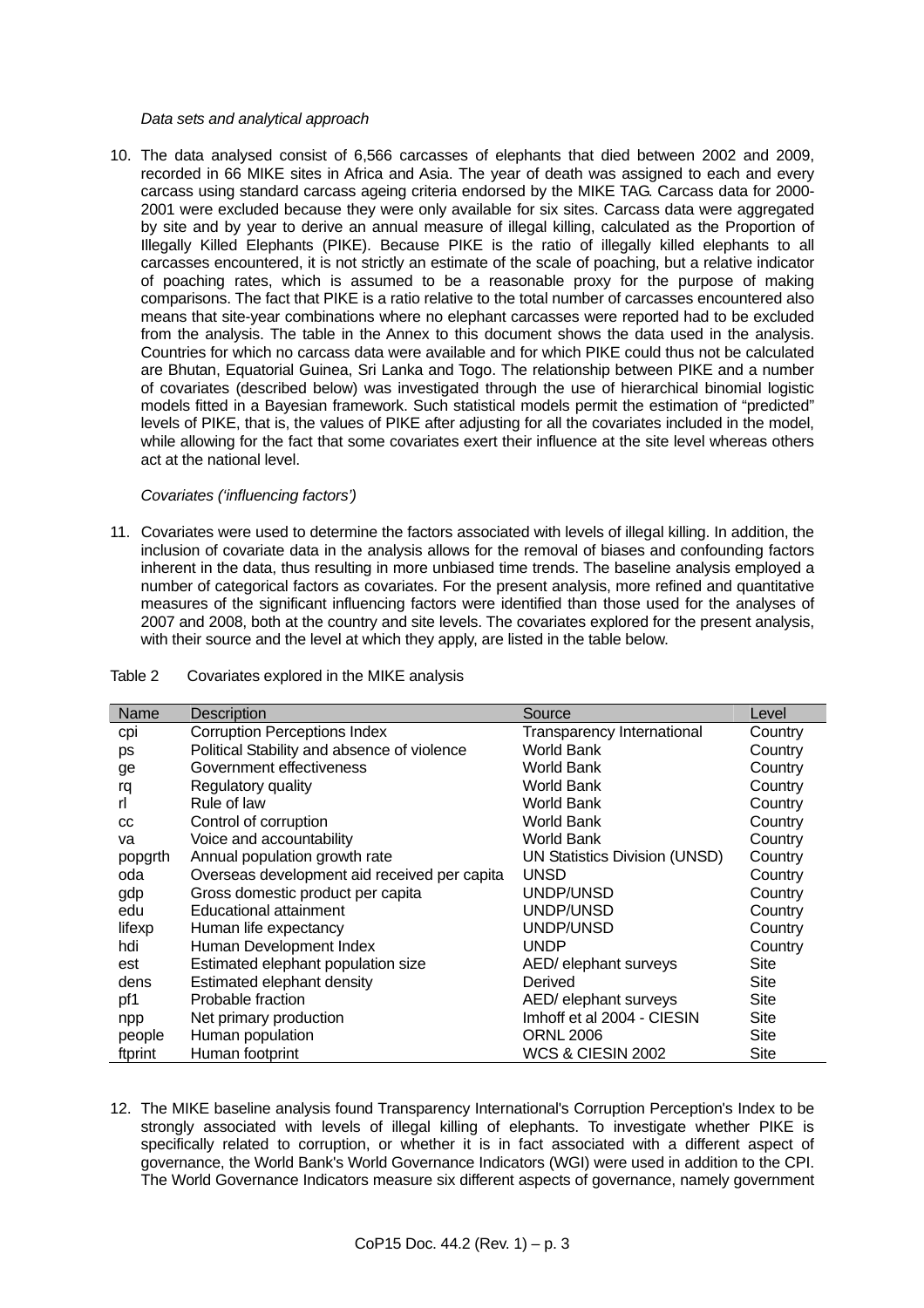*Data sets and analytical approach*

10. The data analysed consist of 6,566 carcasses of elephants that died between 2002 and 2009, recorded in 66 MIKE sites in Africa and Asia. The year of death was assigned to each and every carcass using standard carcass ageing criteria endorsed by the MIKE TAG. Carcass data for 2000-2001 were excluded because they were only available for six sites. Carcass data were aggregated by site and by year to derive an annual measure of illegal killing, calculated as the Proportion of Illegally Killed Elephants (PIKE). Because PIKE is the ratio of illegally killed elephants to all carcasses encountered, it is not strictly an estimate of the scale of poaching, but a relative indicator of poaching rates, which is assumed to be a reasonable proxy for the purpose of making comparisons. The fact that PIKE is a ratio relative to the total number of carcasses encountered also means that site-year combinations where no elephant carcasses were reported had to be excluded from the analysis. The table in the Annex to this document shows the data used in the analysis. Countries for which no carcass data were available and for which PIKE could thus not be calculated are Bhutan, Equatorial Guinea, Sri Lanka and Togo. The relationship between PIKE and a number of covariates (described below) was investigated through the use of hierarchical binomial logistic models fitted in a Bayesian framework. Such statistical models permit the estimation of "predicted" levels of PIKE, that is, the values of PIKE after adjusting for all the covariates included in the model, while allowing for the fact that some covariates exert their influence at the site level whereas others act at the national level.

*Covariates ('influencing factors')*

11. Covariates were used to determine the factors associated with levels of illegal killing. In addition, the inclusion of covariate data in the analysis allows for the removal of biases and confounding factors inherent in the data, thus resulting in more unbiased time trends. The baseline analysis employed a number of categorical factors as covariates. For the present analysis, more refined and quantitative measures of the significant influencing factors were identified than those used for the analyses of 2007 and 2008, both at the country and site levels. The covariates explored for the present analysis, with their source and the level at which they apply, are listed in the table below.

Table 2 Covariates explored in the MIKE analysis

| Name | Description | Source | Level |
|---|---|---|---|
| cpi | Corruption Perceptions Index | Transparency International | Country |
| ps | Political Stability and absence of violence | World Bank | Country |
| ge | Government effectiveness | World Bank | Country |
| rq | Regulatory quality | World Bank | Country |
| rl | Rule of law | World Bank | Country |
| cc | Control of corruption | World Bank | Country |
| va | Voice and accountability | World Bank | Country |
| popgrth | Annual population growth rate | UN Statistics Division (UNSD) | Country |
| oda | Overseas development aid received per capita | UNSD | Country |
| gdp | Gross domestic product per capita | UNDP/UNSD | Country |
| edu | Educational attainment | UNDP/UNSD | Country |
| lifexp | Human life expectancy | UNDP/UNSD | Country |
| hdi | Human Development Index | UNDP | Country |
| est | Estimated elephant population size | AED/ elephant surveys | Site |
| dens | Estimated elephant density | Derived | Site |
| pf1 | Probable fraction | AED/ elephant surveys | Site |
| npp | Net primary production | Imhoff et al 2004 - CIESIN | Site |
| people | Human population | ORNL 2006 | Site |
| ftprint | Human footprint | WCS & CIESIN 2002 | Site |

12. The MIKE baseline analysis found Transparency International's Corruption Perception's Index to be strongly associated with levels of illegal killing of elephants. To investigate whether PIKE is specifically related to corruption, or whether it is in fact associated with a different aspect of governance, the World Bank's World Governance Indicators (WGI) were used in addition to the CPI. The World Governance Indicators measure six different aspects of governance, namely government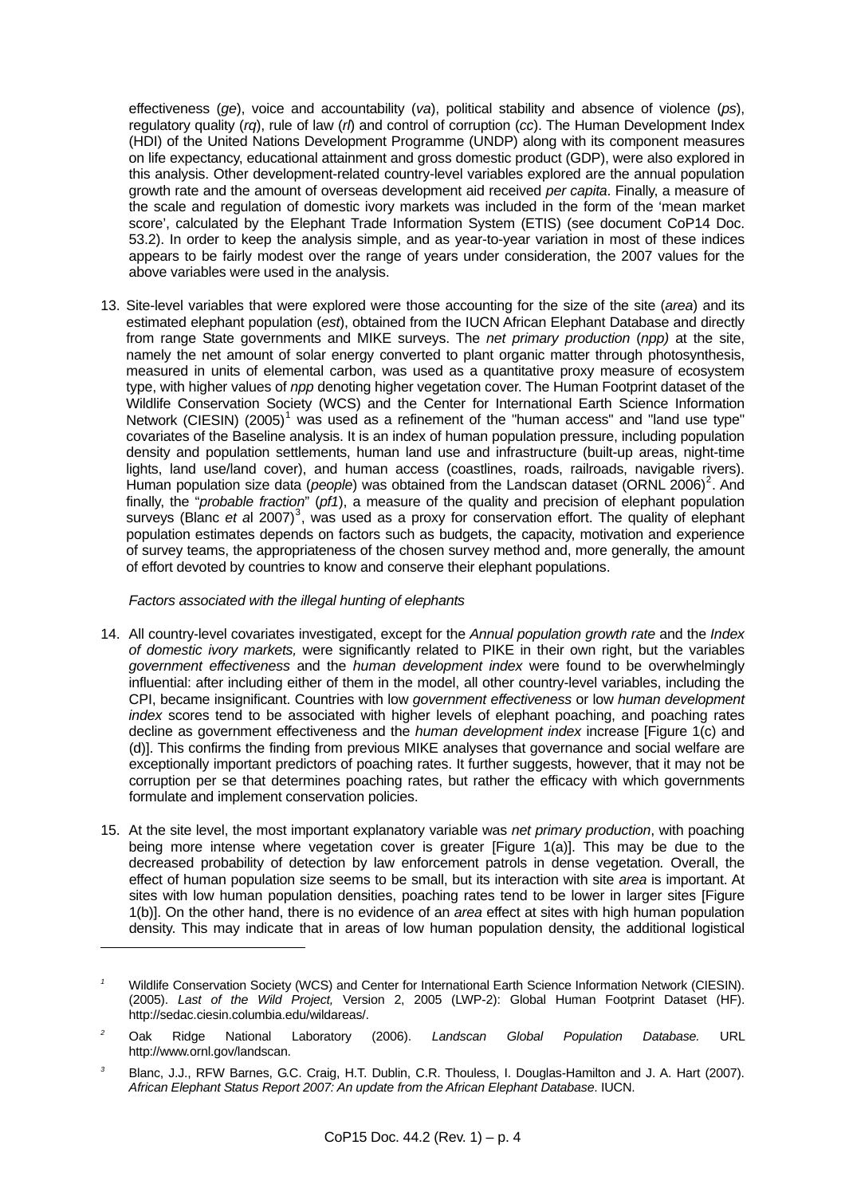effectiveness (*ge*), voice and accountability (*va*), political stability and absence of violence (*ps*), regulatory quality (*rq*), rule of law (*rl*) and control of corruption (*cc*). The Human Development Index (HDI) of the United Nations Development Programme (UNDP) along with its component measures on life expectancy, educational attainment and gross domestic product (GDP), were also explored in this analysis. Other development-related country-level variables explored are the annual population growth rate and the amount of overseas development aid received *per capita*. Finally, a measure of the scale and regulation of domestic ivory markets was included in the form of the 'mean market score', calculated by the Elephant Trade Information System (ETIS) (see document CoP14 Doc. 53.2). In order to keep the analysis simple, and as year-to-year variation in most of these indices appears to be fairly modest over the range of years under consideration, the 2007 values for the above variables were used in the analysis.

13. Site-level variables that were explored were those accounting for the size of the site (*area*) and its estimated elephant population (*est*), obtained from the IUCN African Elephant Database and directly from range State governments and MIKE surveys. The *net primary production* (*npp)* at the site, namely the net amount of solar energy converted to plant organic matter through photosynthesis, measured in units of elemental carbon, was used as a quantitative proxy measure of ecosystem type, with higher values of *npp* denoting higher vegetation cover. The Human Footprint dataset of the Wildlife Conservation Society (WCS) and the Center for International Earth Science Information Network (CIESIN) (2005)[1] was used as a refinement of the "human access" and "land use type" covariates of the Baseline analysis. It is an index of human population pressure, including population density and population settlements, human land use and infrastructure (built-up areas, night-time lights, land use/land cover), and human access (coastlines, roads, railroads, navigable rivers). Human population size data (*people*) was obtained from the Landscan dataset (ORNL 2006)[2]. And finally, the "*probable fraction*" (*pf1*), a measure of the quality and precision of elephant population surveys (Blanc *et a*l 2007)[3], was used as a proxy for conservation effort. The quality of elephant population estimates depends on factors such as budgets, the capacity, motivation and experience of survey teams, the appropriateness of the chosen survey method and, more generally, the amount of effort devoted by countries to know and conserve their elephant populations.

*Factors associated with the illegal hunting of elephants*

14. All country-level covariates investigated, except for the *Annual population growth rate* and the *Index of domestic ivory markets,* were significantly related to PIKE in their own right, but the variables *government effectiveness* and the *human development index* were found to be overwhelmingly influential: after including either of them in the model, all other country-level variables, including the CPI, became insignificant. Countries with low *government effectiveness* or low *human development index* scores tend to be associated with higher levels of elephant poaching, and poaching rates decline as government effectiveness and the *human development index* increase [Figure 1(c) and (d)]. This confirms the finding from previous MIKE analyses that governance and social welfare are exceptionally important predictors of poaching rates. It further suggests, however, that it may not be corruption per se that determines poaching rates, but rather the efficacy with which governments formulate and implement conservation policies.

15. At the site level, the most important explanatory variable was *net primary production*, with poaching being more intense where vegetation cover is greater [Figure 1(a)]. This may be due to the decreased probability of detection by law enforcement patrols in dense vegetation*.* Overall, the effect of human population size seems to be small, but its interaction with site *area* is important. At sites with low human population densities, poaching rates tend to be lower in larger sites [Figure 1(b)]. On the other hand, there is no evidence of an *area* effect at sites with high human population density. This may indicate that in areas of low human population density, the additional logistical

---

[1] Wildlife Conservation Society (WCS) and Center for International Earth Science Information Network (CIESIN). (2005). *Last of the Wild Project,* Version 2, 2005 (LWP-2): Global Human Footprint Dataset (HF). http://sedac.ciesin.columbia.edu/wildareas/.

[2] Oak Ridge National Laboratory (2006). *Landscan Global Population Database.* URL http://www.ornl.gov/landscan.

[3] Blanc, J.J., RFW Barnes, G.C. Craig, H.T. Dublin, C.R. Thouless, I. Douglas-Hamilton and J. A. Hart (2007). *African Elephant Status Report 2007: An update from the African Elephant Database*. IUCN.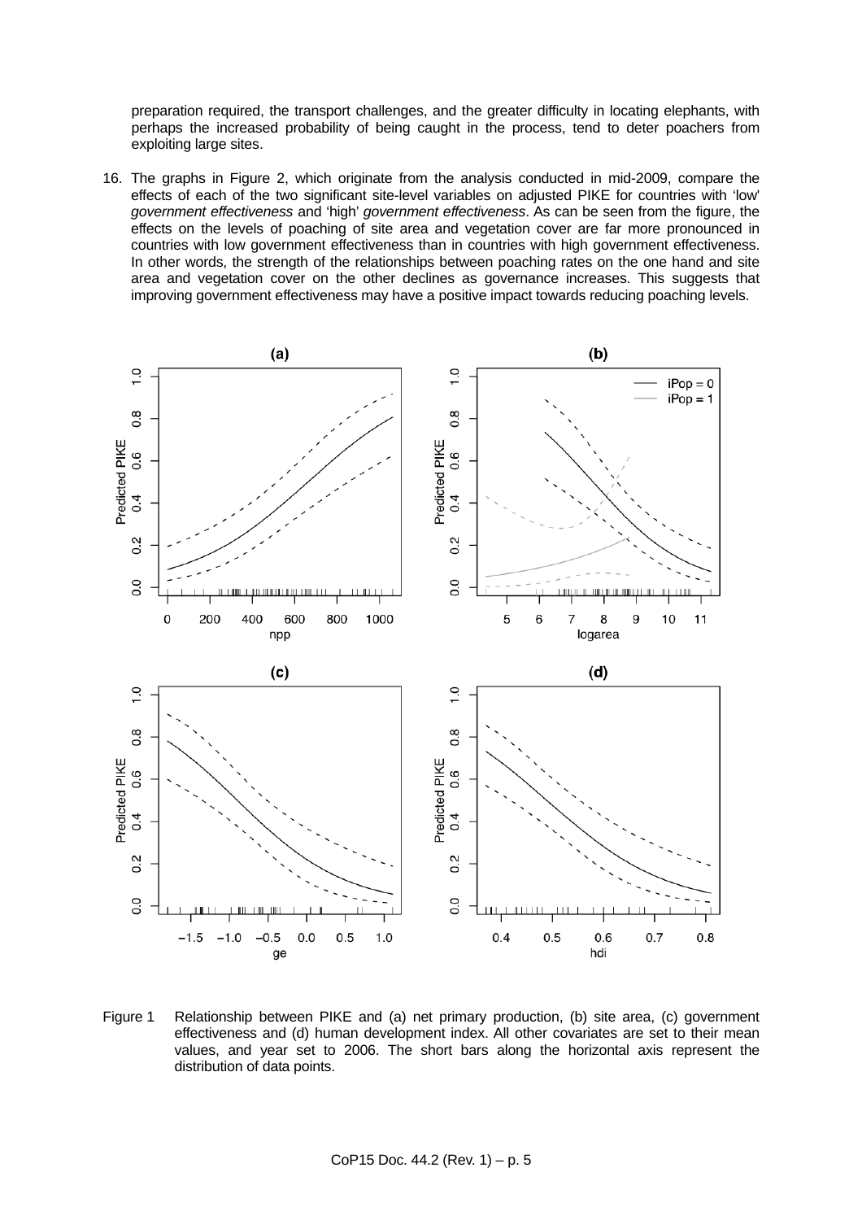preparation required, the transport challenges, and the greater difficulty in locating elephants, with perhaps the increased probability of being caught in the process, tend to deter poachers from exploiting large sites.

16. The graphs in Figure 2, which originate from the analysis conducted in mid-2009, compare the effects of each of the two significant site-level variables on adjusted PIKE for countries with 'low' *government effectiveness* and 'high' *government effectiveness*. As can be seen from the figure, the effects on the levels of poaching of site area and vegetation cover are far more pronounced in countries with low government effectiveness than in countries with high government effectiveness. In other words, the strength of the relationships between poaching rates on the one hand and site area and vegetation cover on the other declines as governance increases. This suggests that improving government effectiveness may have a positive impact towards reducing poaching levels.

Figure 1 Relationship between PIKE and (a) net primary production, (b) site area, (c) government effectiveness and (d) human development index. All other covariates are set to their mean values, and year set to 2006. The short bars along the horizontal axis represent the distribution of data points.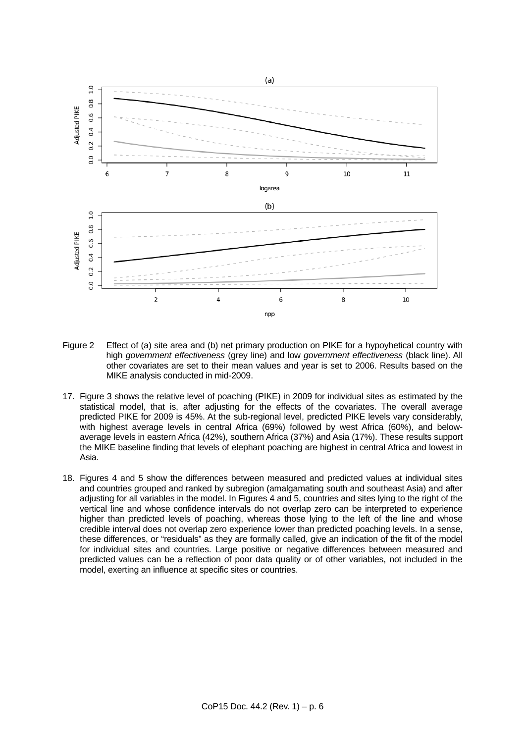Figure 2 Effect of (a) site area and (b) net primary production on PIKE for a hypoyhetical country with high *government effectiveness* (grey line) and low *government effectiveness* (black line). All other covariates are set to their mean values and year is set to 2006. Results based on the MIKE analysis conducted in mid-2009.

17. Figure 3 shows the relative level of poaching (PIKE) in 2009 for individual sites as estimated by the statistical model, that is, after adjusting for the effects of the covariates. The overall average predicted PIKE for 2009 is 45%. At the sub-regional level, predicted PIKE levels vary considerably, with highest average levels in central Africa (69%) followed by west Africa (60%), and below-average levels in eastern Africa (42%), southern Africa (37%) and Asia (17%). These results support the MIKE baseline finding that levels of elephant poaching are highest in central Africa and lowest in Asia.

18. Figures 4 and 5 show the differences between measured and predicted values at individual sites and countries grouped and ranked by subregion (amalgamating south and southeast Asia) and after adjusting for all variables in the model. In Figures 4 and 5, countries and sites lying to the right of the vertical line and whose confidence intervals do not overlap zero can be interpreted to experience higher than predicted levels of poaching, whereas those lying to the left of the line and whose credible interval does not overlap zero experience lower than predicted poaching levels. In a sense, these differences, or "residuals" as they are formally called, give an indication of the fit of the model for individual sites and countries. Large positive or negative differences between measured and predicted values can be a reflection of poor data quality or of other variables, not included in the model, exerting an influence at specific sites or countries.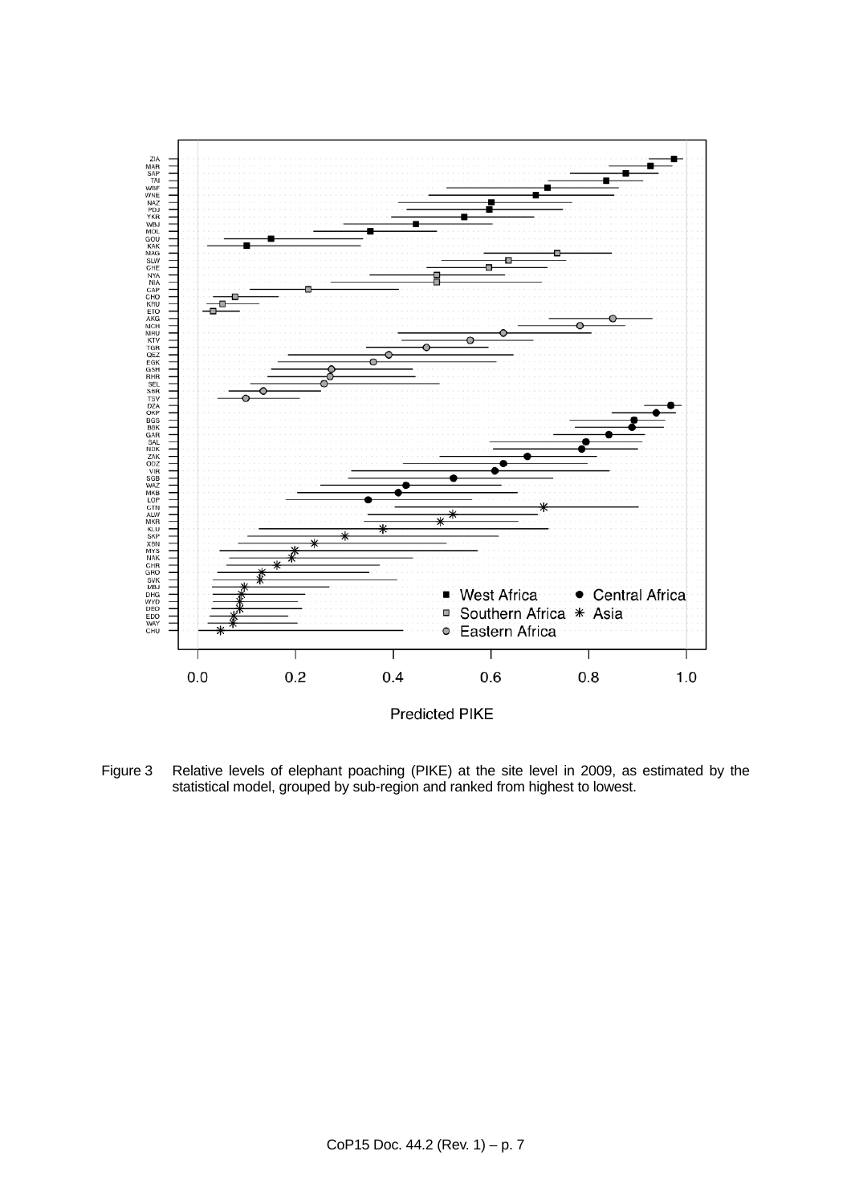Figure 3 Relative levels of elephant poaching (PIKE) at the site level in 2009, as estimated by the statistical model, grouped by sub-region and ranked from highest to lowest.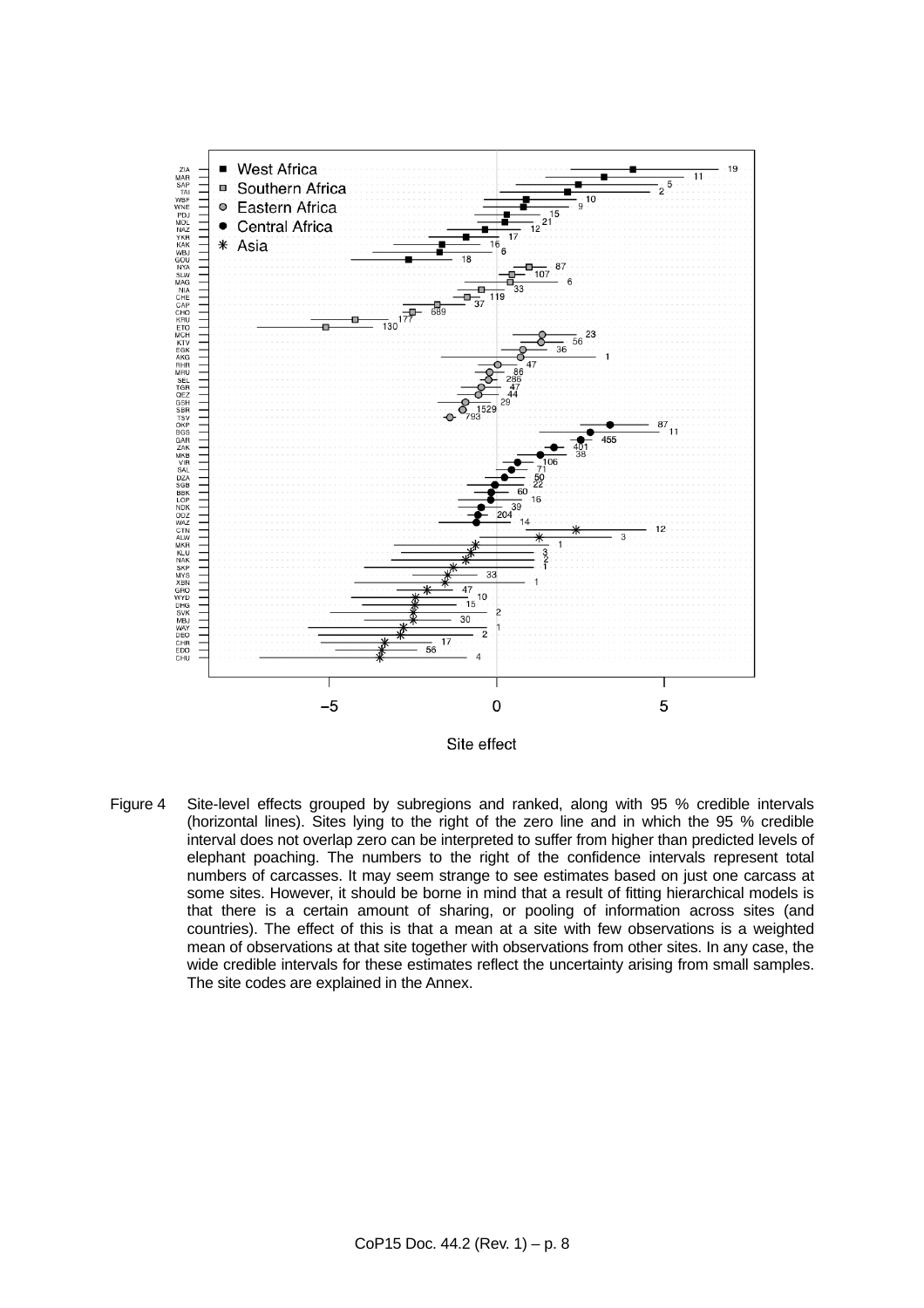Figure 4 Site-level effects grouped by subregions and ranked, along with 95 % credible intervals (horizontal lines). Sites lying to the right of the zero line and in which the 95 % credible interval does not overlap zero can be interpreted to suffer from higher than predicted levels of elephant poaching. The numbers to the right of the confidence intervals represent total numbers of carcasses. It may seem strange to see estimates based on just one carcass at some sites. However, it should be borne in mind that a result of fitting hierarchical models is that there is a certain amount of sharing, or pooling of information across sites (and countries). The effect of this is that a mean at a site with few observations is a weighted mean of observations at that site together with observations from other sites. In any case, the wide credible intervals for these estimates reflect the uncertainty arising from small samples. The site codes are explained in the Annex.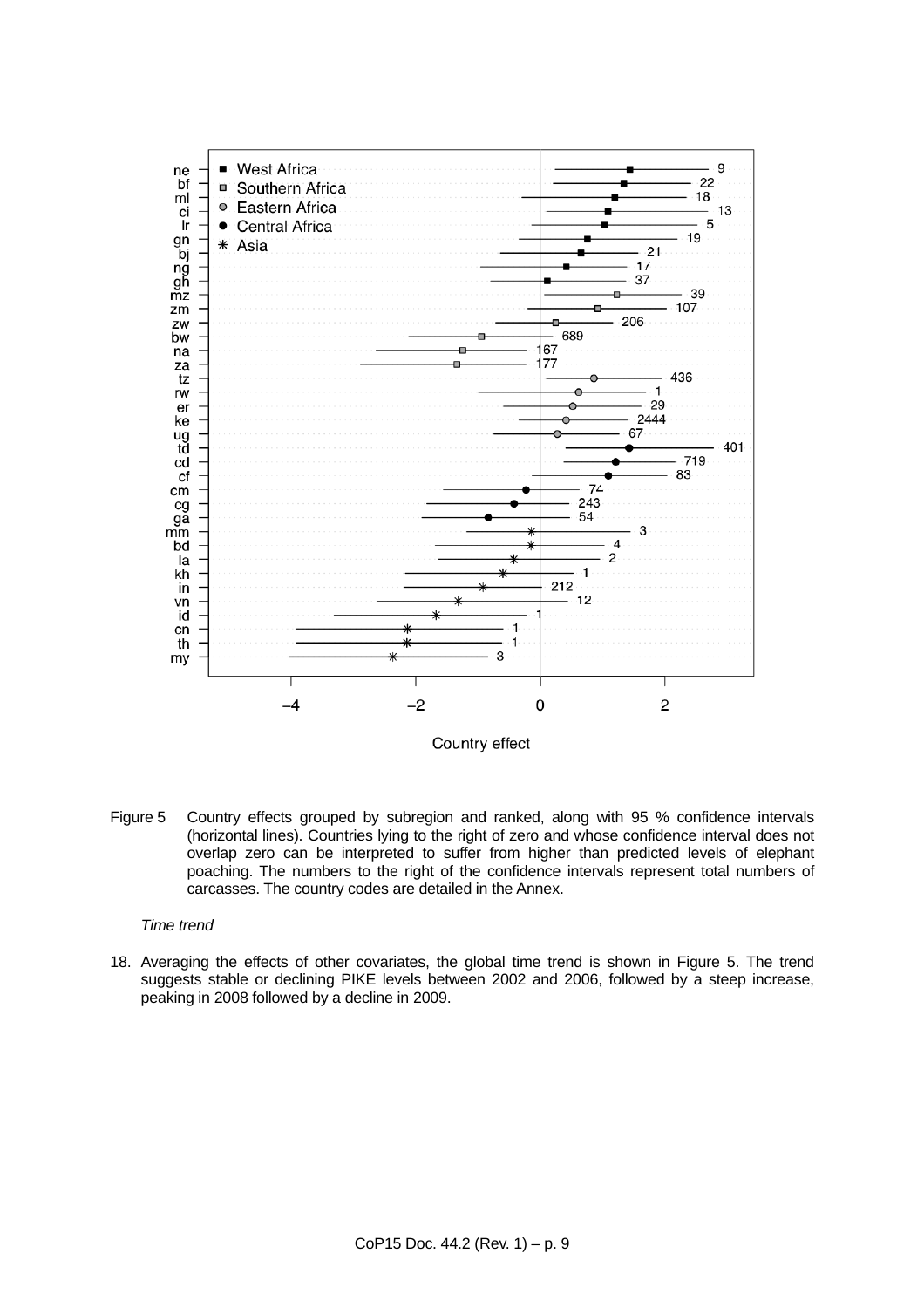Figure 5 Country effects grouped by subregion and ranked, along with 95 % confidence intervals (horizontal lines). Countries lying to the right of zero and whose confidence interval does not overlap zero can be interpreted to suffer from higher than predicted levels of elephant poaching. The numbers to the right of the confidence intervals represent total numbers of carcasses. The country codes are detailed in the Annex.

*Time trend*

18. Averaging the effects of other covariates, the global time trend is shown in Figure 5. The trend suggests stable or declining PIKE levels between 2002 and 2006, followed by a steep increase, peaking in 2008 followed by a decline in 2009.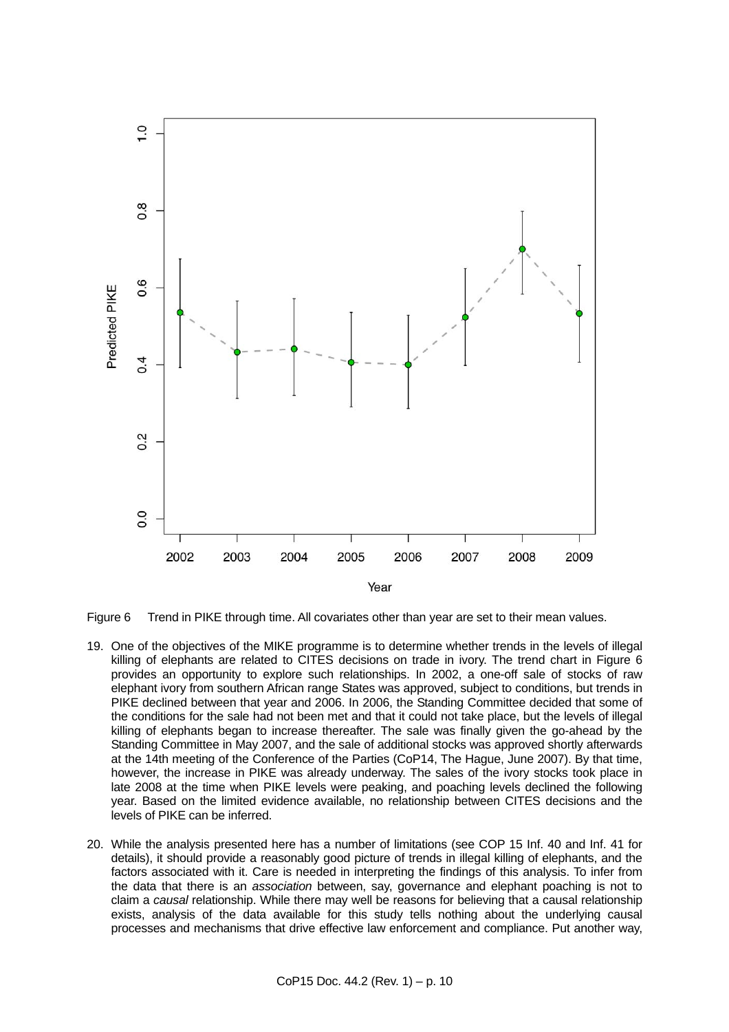Figure 6 Trend in PIKE through time. All covariates other than year are set to their mean values.

19. One of the objectives of the MIKE programme is to determine whether trends in the levels of illegal killing of elephants are related to CITES decisions on trade in ivory. The trend chart in Figure 6 provides an opportunity to explore such relationships. In 2002, a one-off sale of stocks of raw elephant ivory from southern African range States was approved, subject to conditions, but trends in PIKE declined between that year and 2006. In 2006, the Standing Committee decided that some of the conditions for the sale had not been met and that it could not take place, but the levels of illegal killing of elephants began to increase thereafter. The sale was finally given the go-ahead by the Standing Committee in May 2007, and the sale of additional stocks was approved shortly afterwards at the 14th meeting of the Conference of the Parties (CoP14, The Hague, June 2007). By that time, however, the increase in PIKE was already underway. The sales of the ivory stocks took place in late 2008 at the time when PIKE levels were peaking, and poaching levels declined the following year. Based on the limited evidence available, no relationship between CITES decisions and the levels of PIKE can be inferred.

20. While the analysis presented here has a number of limitations (see COP 15 Inf. 40 and Inf. 41 for details), it should provide a reasonably good picture of trends in illegal killing of elephants, and the factors associated with it. Care is needed in interpreting the findings of this analysis. To infer from the data that there is an *association* between, say, governance and elephant poaching is not to claim a *causal* relationship. While there may well be reasons for believing that a causal relationship exists, analysis of the data available for this study tells nothing about the underlying causal processes and mechanisms that drive effective law enforcement and compliance. Put another way,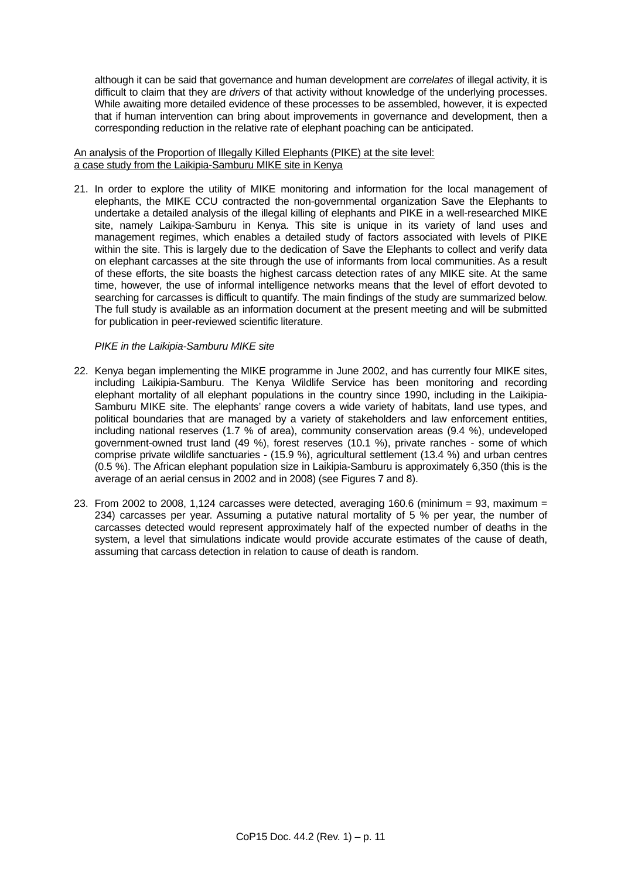although it can be said that governance and human development are *correlates* of illegal activity, it is difficult to claim that they are *drivers* of that activity without knowledge of the underlying processes. While awaiting more detailed evidence of these processes to be assembled, however, it is expected that if human intervention can bring about improvements in governance and development, then a corresponding reduction in the relative rate of elephant poaching can be anticipated.

<u>An analysis of the Proportion of Illegally Killed Elephants (PIKE) at the site level: a case study from the Laikipia-Samburu MIKE site in Kenya</u>

21. In order to explore the utility of MIKE monitoring and information for the local management of elephants, the MIKE CCU contracted the non-governmental organization Save the Elephants to undertake a detailed analysis of the illegal killing of elephants and PIKE in a well-researched MIKE site, namely Laikipa-Samburu in Kenya. This site is unique in its variety of land uses and management regimes, which enables a detailed study of factors associated with levels of PIKE within the site. This is largely due to the dedication of Save the Elephants to collect and verify data on elephant carcasses at the site through the use of informants from local communities. As a result of these efforts, the site boasts the highest carcass detection rates of any MIKE site. At the same time, however, the use of informal intelligence networks means that the level of effort devoted to searching for carcasses is difficult to quantify. The main findings of the study are summarized below. The full study is available as an information document at the present meeting and will be submitted for publication in peer-reviewed scientific literature.

*PIKE in the Laikipia-Samburu MIKE site*

22. Kenya began implementing the MIKE programme in June 2002, and has currently four MIKE sites, including Laikipia-Samburu. The Kenya Wildlife Service has been monitoring and recording elephant mortality of all elephant populations in the country since 1990, including in the Laikipia-Samburu MIKE site. The elephants' range covers a wide variety of habitats, land use types, and political boundaries that are managed by a variety of stakeholders and law enforcement entities, including national reserves (1.7 % of area), community conservation areas (9.4 %), undeveloped government-owned trust land (49 %), forest reserves (10.1 %), private ranches - some of which comprise private wildlife sanctuaries - (15.9 %), agricultural settlement (13.4 %) and urban centres (0.5 %). The African elephant population size in Laikipia-Samburu is approximately 6,350 (this is the average of an aerial census in 2002 and in 2008) (see Figures 7 and 8).

23. From 2002 to 2008, 1,124 carcasses were detected, averaging 160.6 (minimum = 93, maximum = 234) carcasses per year. Assuming a putative natural mortality of 5 % per year, the number of carcasses detected would represent approximately half of the expected number of deaths in the system, a level that simulations indicate would provide accurate estimates of the cause of death, assuming that carcass detection in relation to cause of death is random.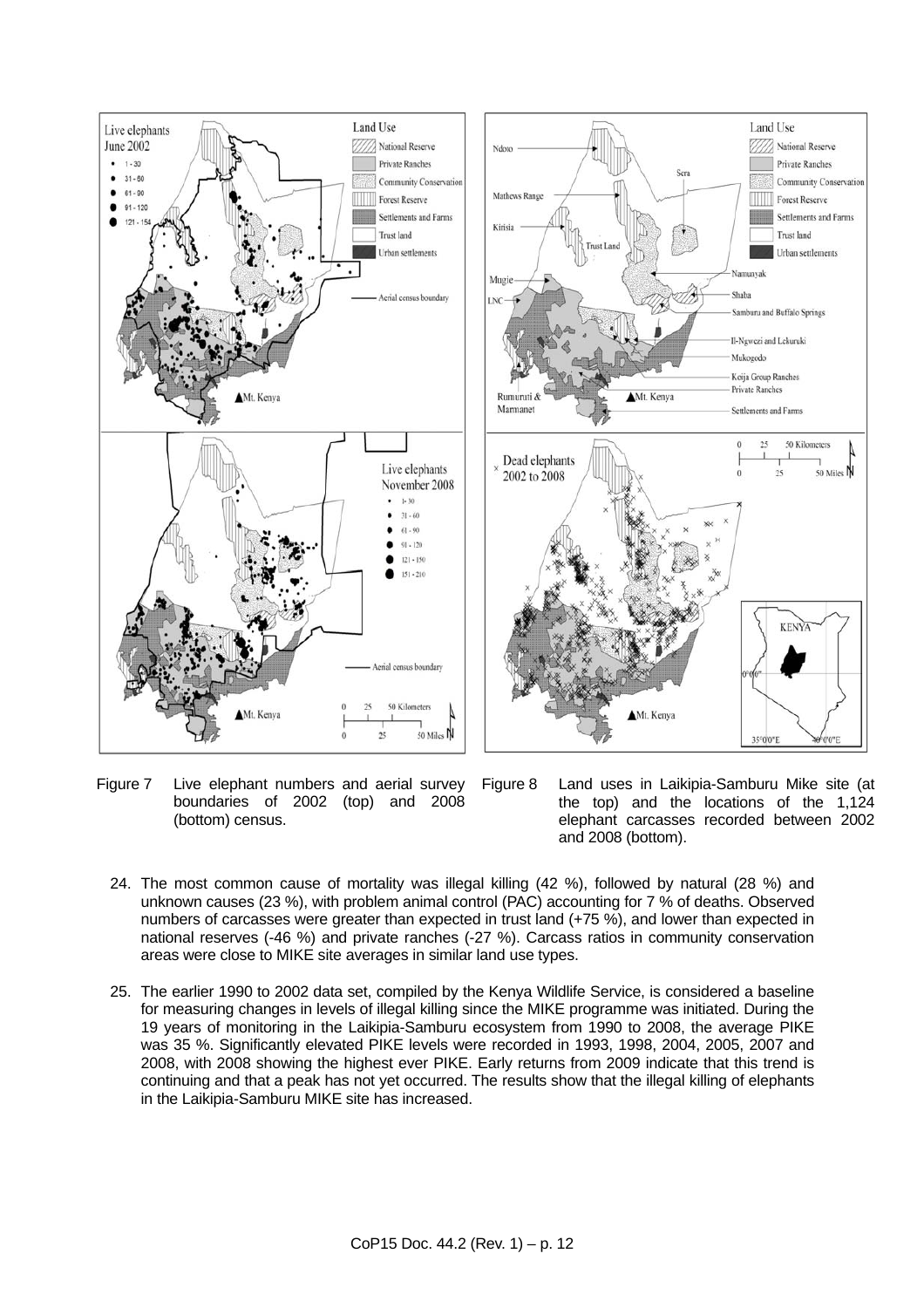Figure 7 Live elephant numbers and aerial survey boundaries of 2002 (top) and 2008 (bottom) census.

Figure 8 Land uses in Laikipia-Samburu Mike site (at the top) and the locations of the 1,124 elephant carcasses recorded between 2002 and 2008 (bottom).

24. The most common cause of mortality was illegal killing (42 %), followed by natural (28 %) and unknown causes (23 %), with problem animal control (PAC) accounting for 7 % of deaths. Observed numbers of carcasses were greater than expected in trust land (+75 %), and lower than expected in national reserves (-46 %) and private ranches (-27 %). Carcass ratios in community conservation areas were close to MIKE site averages in similar land use types.

25. The earlier 1990 to 2002 data set, compiled by the Kenya Wildlife Service, is considered a baseline for measuring changes in levels of illegal killing since the MIKE programme was initiated. During the 19 years of monitoring in the Laikipia-Samburu ecosystem from 1990 to 2008, the average PIKE was 35 %. Significantly elevated PIKE levels were recorded in 1993, 1998, 2004, 2005, 2007 and 2008, with 2008 showing the highest ever PIKE. Early returns from 2009 indicate that this trend is continuing and that a peak has not yet occurred. The results show that the illegal killing of elephants in the Laikipia-Samburu MIKE site has increased.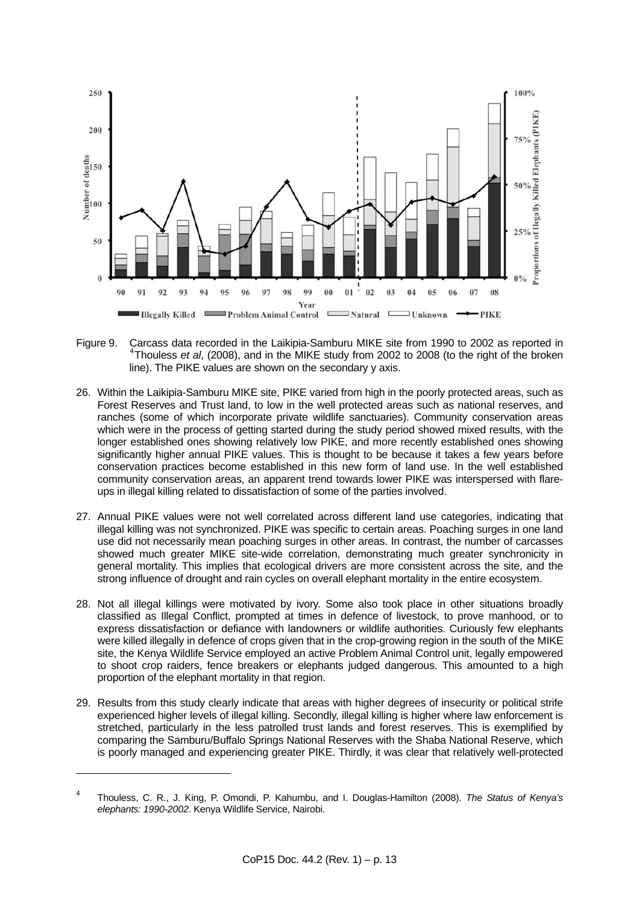Figure 9. Carcass data recorded in the Laikipia-Samburu MIKE site from 1990 to 2002 as reported in [4]Thouless *et al*, (2008), and in the MIKE study from 2002 to 2008 (to the right of the broken line). The PIKE values are shown on the secondary y axis.

26. Within the Laikipia-Samburu MIKE site, PIKE varied from high in the poorly protected areas, such as Forest Reserves and Trust land, to low in the well protected areas such as national reserves, and ranches (some of which incorporate private wildlife sanctuaries). Community conservation areas which were in the process of getting started during the study period showed mixed results, with the longer established ones showing relatively low PIKE, and more recently established ones showing significantly higher annual PIKE values. This is thought to be because it takes a few years before conservation practices become established in this new form of land use. In the well established community conservation areas, an apparent trend towards lower PIKE was interspersed with flare-ups in illegal killing related to dissatisfaction of some of the parties involved.

27. Annual PIKE values were not well correlated across different land use categories, indicating that illegal killing was not synchronized. PIKE was specific to certain areas. Poaching surges in one land use did not necessarily mean poaching surges in other areas. In contrast, the number of carcasses showed much greater MIKE site-wide correlation, demonstrating much greater synchronicity in general mortality. This implies that ecological drivers are more consistent across the site, and the strong influence of drought and rain cycles on overall elephant mortality in the entire ecosystem.

28. Not all illegal killings were motivated by ivory. Some also took place in other situations broadly classified as Illegal Conflict, prompted at times in defence of livestock, to prove manhood, or to express dissatisfaction or defiance with landowners or wildlife authorities. Curiously few elephants were killed illegally in defence of crops given that in the crop-growing region in the south of the MIKE site, the Kenya Wildlife Service employed an active Problem Animal Control unit, legally empowered to shoot crop raiders, fence breakers or elephants judged dangerous. This amounted to a high proportion of the elephant mortality in that region.

29. Results from this study clearly indicate that areas with higher degrees of insecurity or political strife experienced higher levels of illegal killing. Secondly, illegal killing is higher where law enforcement is stretched, particularly in the less patrolled trust lands and forest reserves. This is exemplified by comparing the Samburu/Buffalo Springs National Reserves with the Shaba National Reserve, which is poorly managed and experiencing greater PIKE. Thirdly, it was clear that relatively well-protected

---

[4] Thouless, C. R., J. King, P. Omondi, P. Kahumbu, and I. Douglas-Hamilton (2008). *The Status of Kenya's elephants: 1990-2002*. Kenya Wildlife Service, Nairobi.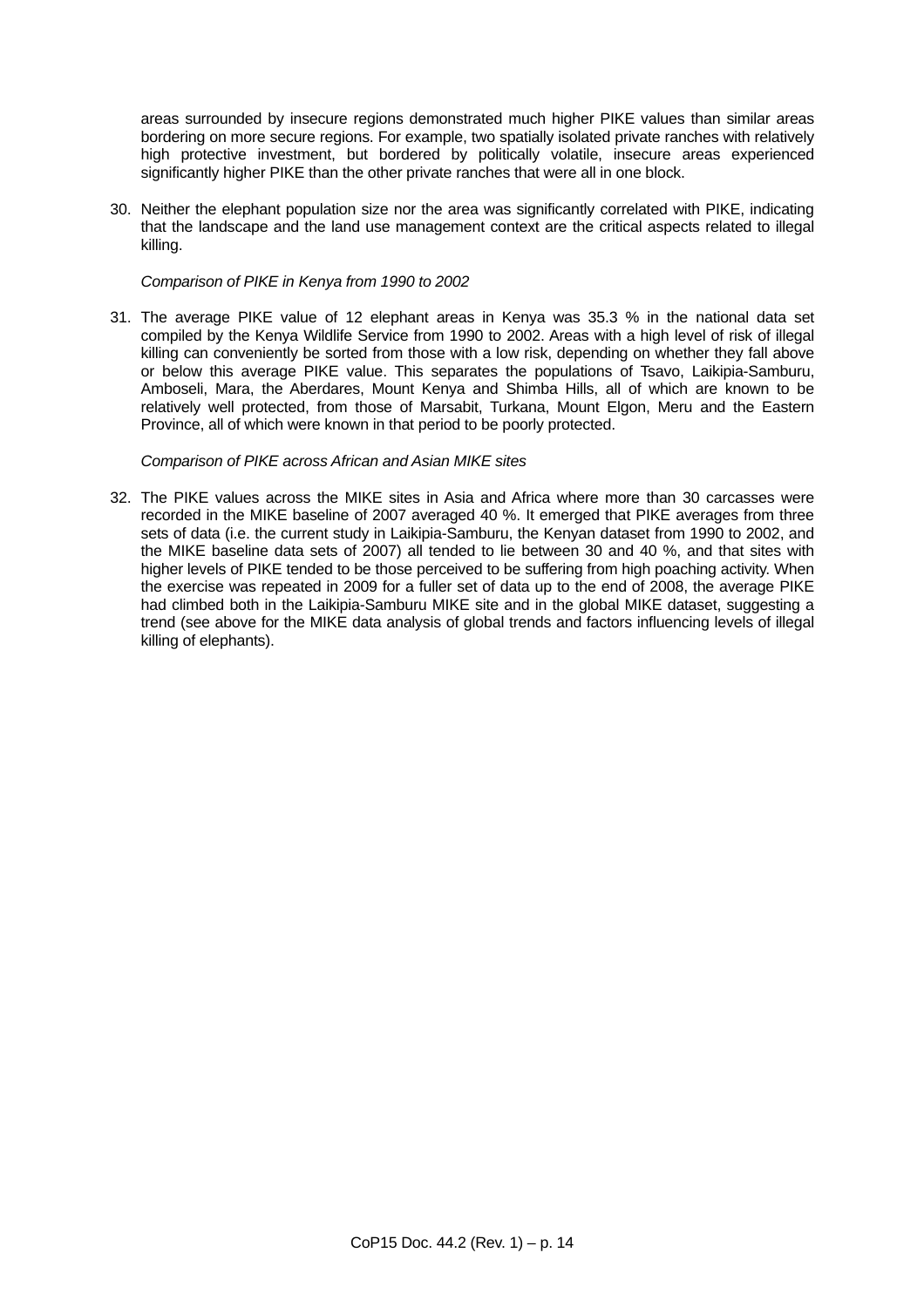areas surrounded by insecure regions demonstrated much higher PIKE values than similar areas bordering on more secure regions. For example, two spatially isolated private ranches with relatively high protective investment, but bordered by politically volatile, insecure areas experienced significantly higher PIKE than the other private ranches that were all in one block.

30. Neither the elephant population size nor the area was significantly correlated with PIKE, indicating that the landscape and the land use management context are the critical aspects related to illegal killing.

*Comparison of PIKE in Kenya from 1990 to 2002*

31. The average PIKE value of 12 elephant areas in Kenya was 35.3 % in the national data set compiled by the Kenya Wildlife Service from 1990 to 2002. Areas with a high level of risk of illegal killing can conveniently be sorted from those with a low risk, depending on whether they fall above or below this average PIKE value. This separates the populations of Tsavo, Laikipia-Samburu, Amboseli, Mara, the Aberdares, Mount Kenya and Shimba Hills, all of which are known to be relatively well protected, from those of Marsabit, Turkana, Mount Elgon, Meru and the Eastern Province, all of which were known in that period to be poorly protected.

*Comparison of PIKE across African and Asian MIKE sites*

32. The PIKE values across the MIKE sites in Asia and Africa where more than 30 carcasses were recorded in the MIKE baseline of 2007 averaged 40 %. It emerged that PIKE averages from three sets of data (i.e. the current study in Laikipia-Samburu, the Kenyan dataset from 1990 to 2002, and the MIKE baseline data sets of 2007) all tended to lie between 30 and 40 %, and that sites with higher levels of PIKE tended to be those perceived to be suffering from high poaching activity. When the exercise was repeated in 2009 for a fuller set of data up to the end of 2008, the average PIKE had climbed both in the Laikipia-Samburu MIKE site and in the global MIKE dataset, suggesting a trend (see above for the MIKE data analysis of global trends and factors influencing levels of illegal killing of elephants).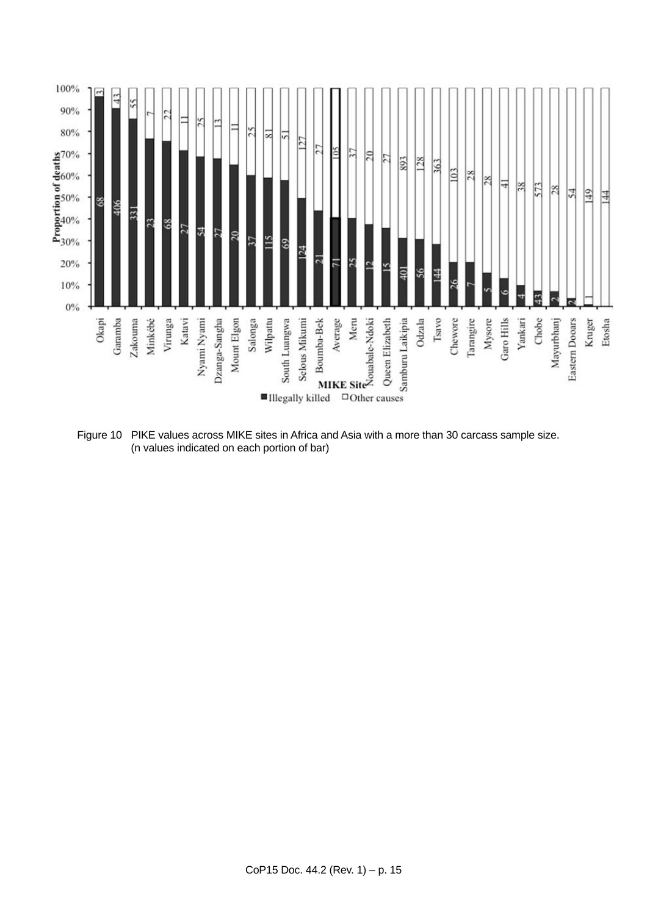| MIKE Site | Illegally killed (n) | Other causes (n) |
|---|---|---|
| Okapi | 68 | 3 |
| Garamba | 406 | 43 |
| Zakouma | 331 | 55 |
| Minkébé | 23 | 7 |
| Virunga | 68 | 22 |
| Katavi | 27 | 11 |
| Nyami Nyami | 54 | 25 |
| Dzanga-Sangha | 27 | 13 |
| Mount Elgon | 20 | 11 |
| Salonga | 37 | 25 |
| Wilpattu | 115 | 81 |
| South Luangwa | 69 | 51 |
| Selous Mikumi | 124 | 127 |
| Boumba-Bek | 21 | 27 |
| Average | 71 | 105 |
| Meru | 25 | 37 |
| Nouabale-Ndoki | 12 | 20 |
| Queen Elizabeth | 15 | 27 |
| Samburu Laikipia | 401 | 893 |
| Odzala | 56 | 128 |
| Tsavo | 144 | 363 |
| Chewore | 26 | 103 |
| Tarangire | 7 | 28 |
| Mysore | 5 | 28 |
| Garo Hills | 6 | 41 |
| Yankari | 4 | 38 |
| Chobe | 43 | 573 |
| Mayurbhanj | 2 | 28 |
| Eastern Dooars | 2 | 54 |
| Kruger | 1 | 149 |
| Etosha | | 144 |

Figure 10 PIKE values across MIKE sites in Africa and Asia with a more than 30 carcass sample size. (n values indicated on each portion of bar)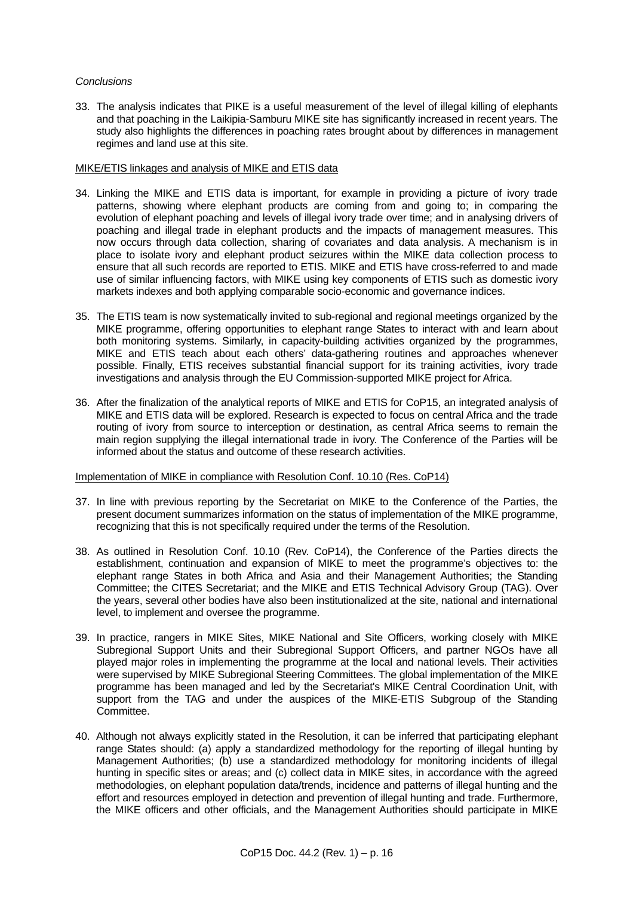*Conclusions*

33. The analysis indicates that PIKE is a useful measurement of the level of illegal killing of elephants and that poaching in the Laikipia-Samburu MIKE site has significantly increased in recent years. The study also highlights the differences in poaching rates brought about by differences in management regimes and land use at this site.

MIKE/ETIS linkages and analysis of MIKE and ETIS data

34. Linking the MIKE and ETIS data is important, for example in providing a picture of ivory trade patterns, showing where elephant products are coming from and going to; in comparing the evolution of elephant poaching and levels of illegal ivory trade over time; and in analysing drivers of poaching and illegal trade in elephant products and the impacts of management measures. This now occurs through data collection, sharing of covariates and data analysis. A mechanism is in place to isolate ivory and elephant product seizures within the MIKE data collection process to ensure that all such records are reported to ETIS. MIKE and ETIS have cross-referred to and made use of similar influencing factors, with MIKE using key components of ETIS such as domestic ivory markets indexes and both applying comparable socio-economic and governance indices.

35. The ETIS team is now systematically invited to sub-regional and regional meetings organized by the MIKE programme, offering opportunities to elephant range States to interact with and learn about both monitoring systems. Similarly, in capacity-building activities organized by the programmes, MIKE and ETIS teach about each others' data-gathering routines and approaches whenever possible. Finally, ETIS receives substantial financial support for its training activities, ivory trade investigations and analysis through the EU Commission-supported MIKE project for Africa.

36. After the finalization of the analytical reports of MIKE and ETIS for CoP15, an integrated analysis of MIKE and ETIS data will be explored. Research is expected to focus on central Africa and the trade routing of ivory from source to interception or destination, as central Africa seems to remain the main region supplying the illegal international trade in ivory. The Conference of the Parties will be informed about the status and outcome of these research activities.

Implementation of MIKE in compliance with Resolution Conf. 10.10 (Res. CoP14)

37. In line with previous reporting by the Secretariat on MIKE to the Conference of the Parties, the present document summarizes information on the status of implementation of the MIKE programme, recognizing that this is not specifically required under the terms of the Resolution.

38. As outlined in Resolution Conf. 10.10 (Rev. CoP14), the Conference of the Parties directs the establishment, continuation and expansion of MIKE to meet the programme's objectives to: the elephant range States in both Africa and Asia and their Management Authorities; the Standing Committee; the CITES Secretariat; and the MIKE and ETIS Technical Advisory Group (TAG). Over the years, several other bodies have also been institutionalized at the site, national and international level, to implement and oversee the programme.

39. In practice, rangers in MIKE Sites, MIKE National and Site Officers, working closely with MIKE Subregional Support Units and their Subregional Support Officers, and partner NGOs have all played major roles in implementing the programme at the local and national levels. Their activities were supervised by MIKE Subregional Steering Committees. The global implementation of the MIKE programme has been managed and led by the Secretariat's MIKE Central Coordination Unit, with support from the TAG and under the auspices of the MIKE-ETIS Subgroup of the Standing Committee.

40. Although not always explicitly stated in the Resolution, it can be inferred that participating elephant range States should: (a) apply a standardized methodology for the reporting of illegal hunting by Management Authorities; (b) use a standardized methodology for monitoring incidents of illegal hunting in specific sites or areas; and (c) collect data in MIKE sites, in accordance with the agreed methodologies, on elephant population data/trends, incidence and patterns of illegal hunting and the effort and resources employed in detection and prevention of illegal hunting and trade. Furthermore, the MIKE officers and other officials, and the Management Authorities should participate in MIKE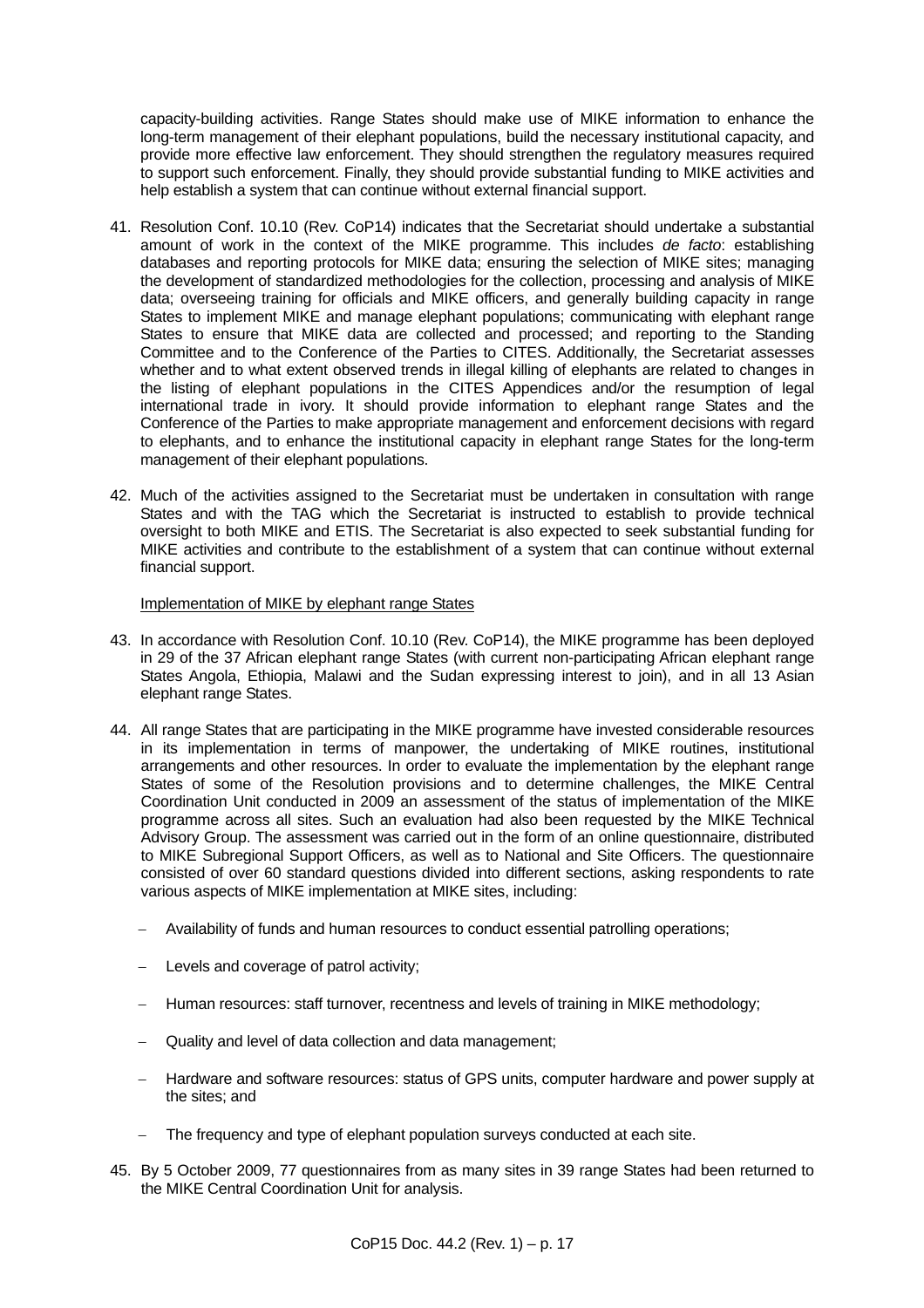capacity-building activities. Range States should make use of MIKE information to enhance the long-term management of their elephant populations, build the necessary institutional capacity, and provide more effective law enforcement. They should strengthen the regulatory measures required to support such enforcement. Finally, they should provide substantial funding to MIKE activities and help establish a system that can continue without external financial support.

41. Resolution Conf. 10.10 (Rev. CoP14) indicates that the Secretariat should undertake a substantial amount of work in the context of the MIKE programme. This includes *de facto*: establishing databases and reporting protocols for MIKE data; ensuring the selection of MIKE sites; managing the development of standardized methodologies for the collection, processing and analysis of MIKE data; overseeing training for officials and MIKE officers, and generally building capacity in range States to implement MIKE and manage elephant populations; communicating with elephant range States to ensure that MIKE data are collected and processed; and reporting to the Standing Committee and to the Conference of the Parties to CITES. Additionally, the Secretariat assesses whether and to what extent observed trends in illegal killing of elephants are related to changes in the listing of elephant populations in the CITES Appendices and/or the resumption of legal international trade in ivory. It should provide information to elephant range States and the Conference of the Parties to make appropriate management and enforcement decisions with regard to elephants, and to enhance the institutional capacity in elephant range States for the long-term management of their elephant populations.

42. Much of the activities assigned to the Secretariat must be undertaken in consultation with range States and with the TAG which the Secretariat is instructed to establish to provide technical oversight to both MIKE and ETIS. The Secretariat is also expected to seek substantial funding for MIKE activities and contribute to the establishment of a system that can continue without external financial support.

Implementation of MIKE by elephant range States

43. In accordance with Resolution Conf. 10.10 (Rev. CoP14), the MIKE programme has been deployed in 29 of the 37 African elephant range States (with current non-participating African elephant range States Angola, Ethiopia, Malawi and the Sudan expressing interest to join), and in all 13 Asian elephant range States.

44. All range States that are participating in the MIKE programme have invested considerable resources in its implementation in terms of manpower, the undertaking of MIKE routines, institutional arrangements and other resources. In order to evaluate the implementation by the elephant range States of some of the Resolution provisions and to determine challenges, the MIKE Central Coordination Unit conducted in 2009 an assessment of the status of implementation of the MIKE programme across all sites. Such an evaluation had also been requested by the MIKE Technical Advisory Group. The assessment was carried out in the form of an online questionnaire, distributed to MIKE Subregional Support Officers, as well as to National and Site Officers. The questionnaire consisted of over 60 standard questions divided into different sections, asking respondents to rate various aspects of MIKE implementation at MIKE sites, including:

   – Availability of funds and human resources to conduct essential patrolling operations;

   – Levels and coverage of patrol activity;

   – Human resources: staff turnover, recentness and levels of training in MIKE methodology;

   – Quality and level of data collection and data management;

   – Hardware and software resources: status of GPS units, computer hardware and power supply at the sites; and

   – The frequency and type of elephant population surveys conducted at each site.

45. By 5 October 2009, 77 questionnaires from as many sites in 39 range States had been returned to the MIKE Central Coordination Unit for analysis.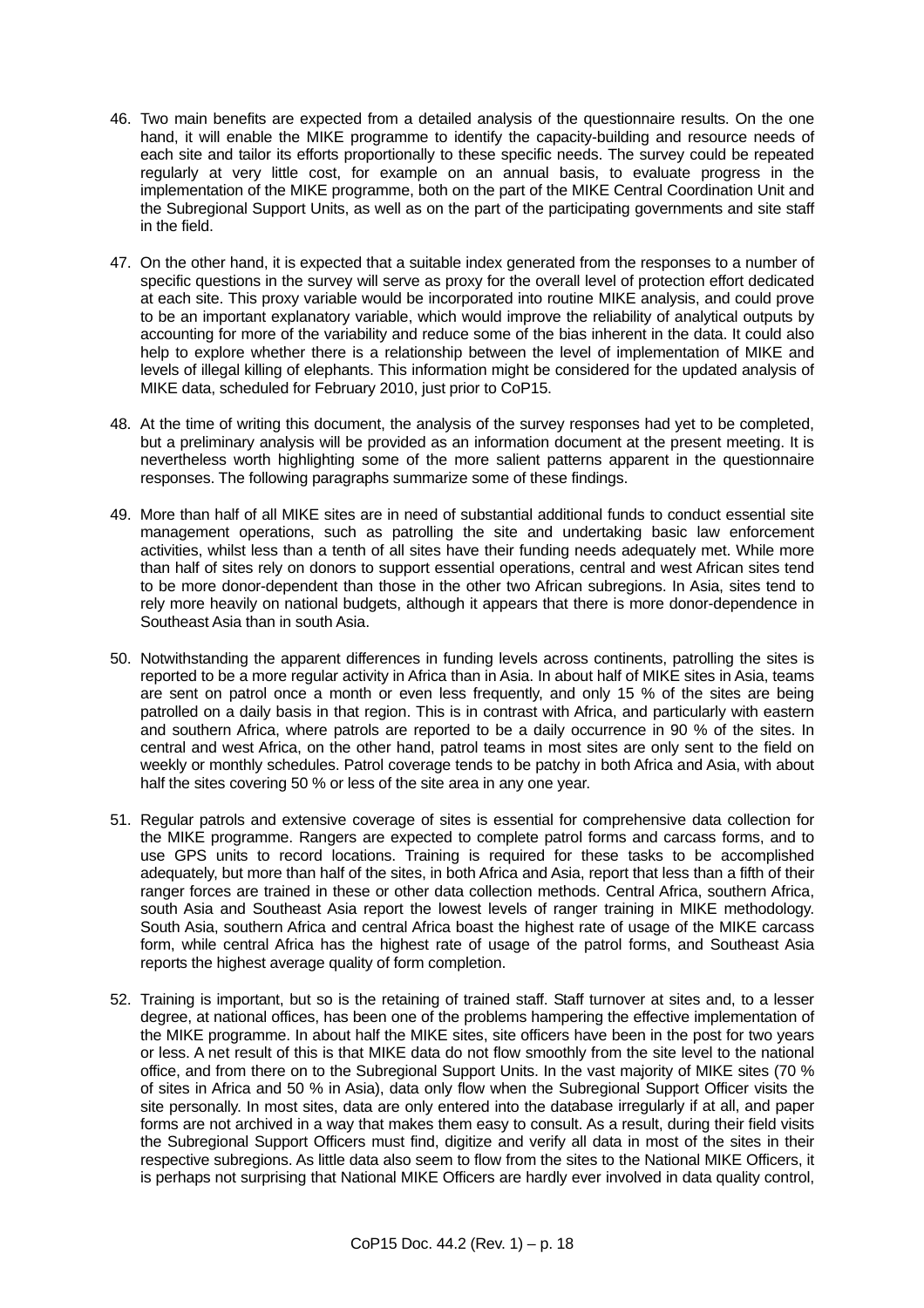46. Two main benefits are expected from a detailed analysis of the questionnaire results. On the one hand, it will enable the MIKE programme to identify the capacity-building and resource needs of each site and tailor its efforts proportionally to these specific needs. The survey could be repeated regularly at very little cost, for example on an annual basis, to evaluate progress in the implementation of the MIKE programme, both on the part of the MIKE Central Coordination Unit and the Subregional Support Units, as well as on the part of the participating governments and site staff in the field.

47. On the other hand, it is expected that a suitable index generated from the responses to a number of specific questions in the survey will serve as proxy for the overall level of protection effort dedicated at each site. This proxy variable would be incorporated into routine MIKE analysis, and could prove to be an important explanatory variable, which would improve the reliability of analytical outputs by accounting for more of the variability and reduce some of the bias inherent in the data. It could also help to explore whether there is a relationship between the level of implementation of MIKE and levels of illegal killing of elephants. This information might be considered for the updated analysis of MIKE data, scheduled for February 2010, just prior to CoP15.

48. At the time of writing this document, the analysis of the survey responses had yet to be completed, but a preliminary analysis will be provided as an information document at the present meeting. It is nevertheless worth highlighting some of the more salient patterns apparent in the questionnaire responses. The following paragraphs summarize some of these findings.

49. More than half of all MIKE sites are in need of substantial additional funds to conduct essential site management operations, such as patrolling the site and undertaking basic law enforcement activities, whilst less than a tenth of all sites have their funding needs adequately met. While more than half of sites rely on donors to support essential operations, central and west African sites tend to be more donor-dependent than those in the other two African subregions. In Asia, sites tend to rely more heavily on national budgets, although it appears that there is more donor-dependence in Southeast Asia than in south Asia.

50. Notwithstanding the apparent differences in funding levels across continents, patrolling the sites is reported to be a more regular activity in Africa than in Asia. In about half of MIKE sites in Asia, teams are sent on patrol once a month or even less frequently, and only 15 % of the sites are being patrolled on a daily basis in that region. This is in contrast with Africa, and particularly with eastern and southern Africa, where patrols are reported to be a daily occurrence in 90 % of the sites. In central and west Africa, on the other hand, patrol teams in most sites are only sent to the field on weekly or monthly schedules. Patrol coverage tends to be patchy in both Africa and Asia, with about half the sites covering 50 % or less of the site area in any one year.

51. Regular patrols and extensive coverage of sites is essential for comprehensive data collection for the MIKE programme. Rangers are expected to complete patrol forms and carcass forms, and to use GPS units to record locations. Training is required for these tasks to be accomplished adequately, but more than half of the sites, in both Africa and Asia, report that less than a fifth of their ranger forces are trained in these or other data collection methods. Central Africa, southern Africa, south Asia and Southeast Asia report the lowest levels of ranger training in MIKE methodology. South Asia, southern Africa and central Africa boast the highest rate of usage of the MIKE carcass form, while central Africa has the highest rate of usage of the patrol forms, and Southeast Asia reports the highest average quality of form completion.

52. Training is important, but so is the retaining of trained staff. Staff turnover at sites and, to a lesser degree, at national offices, has been one of the problems hampering the effective implementation of the MIKE programme. In about half the MIKE sites, site officers have been in the post for two years or less. A net result of this is that MIKE data do not flow smoothly from the site level to the national office, and from there on to the Subregional Support Units. In the vast majority of MIKE sites (70 % of sites in Africa and 50 % in Asia), data only flow when the Subregional Support Officer visits the site personally. In most sites, data are only entered into the database irregularly if at all, and paper forms are not archived in a way that makes them easy to consult. As a result, during their field visits the Subregional Support Officers must find, digitize and verify all data in most of the sites in their respective subregions. As little data also seem to flow from the sites to the National MIKE Officers, it is perhaps not surprising that National MIKE Officers are hardly ever involved in data quality control,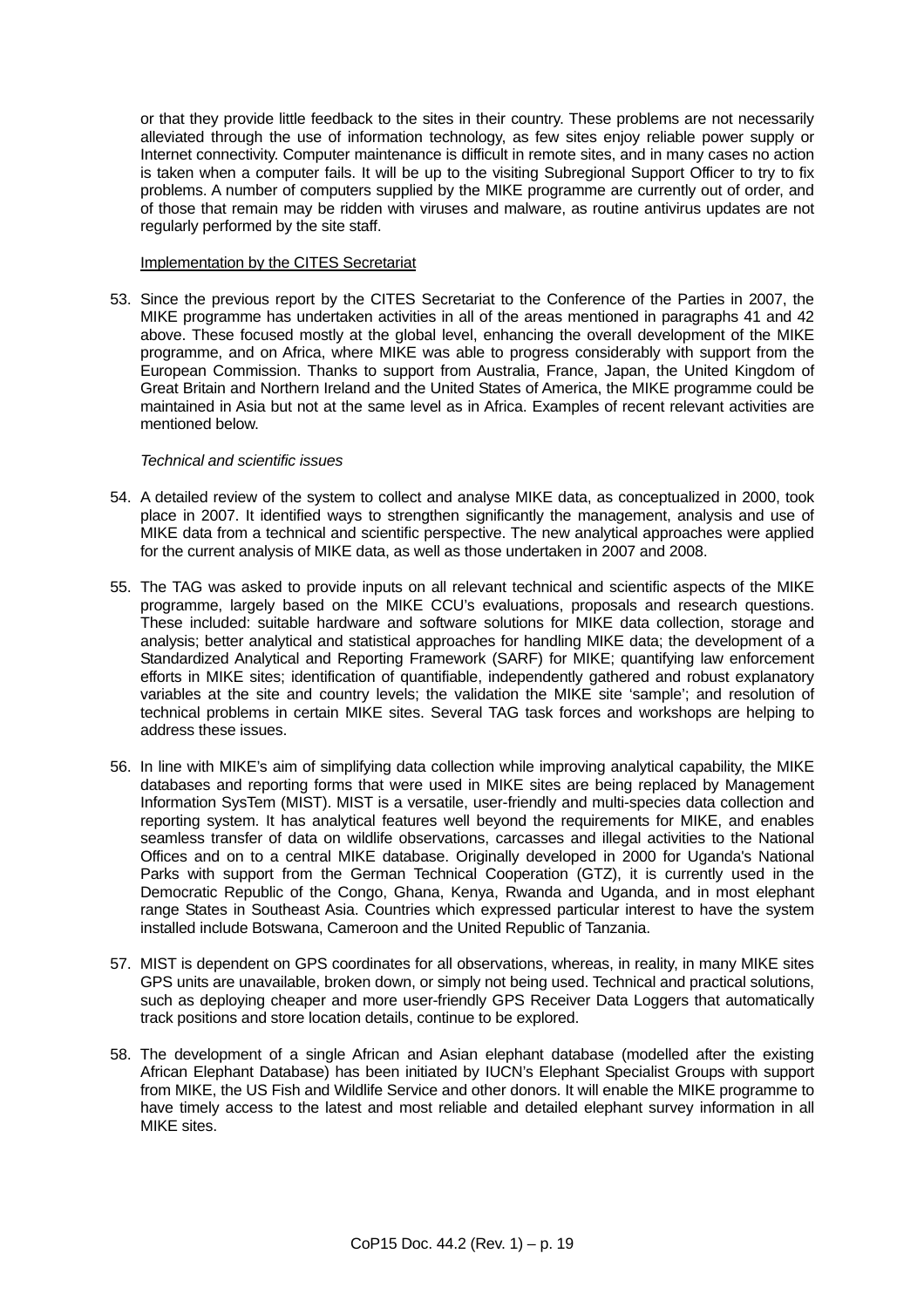or that they provide little feedback to the sites in their country. These problems are not necessarily alleviated through the use of information technology, as few sites enjoy reliable power supply or Internet connectivity. Computer maintenance is difficult in remote sites, and in many cases no action is taken when a computer fails. It will be up to the visiting Subregional Support Officer to try to fix problems. A number of computers supplied by the MIKE programme are currently out of order, and of those that remain may be ridden with viruses and malware, as routine antivirus updates are not regularly performed by the site staff.

Implementation by the CITES Secretariat

53. Since the previous report by the CITES Secretariat to the Conference of the Parties in 2007, the MIKE programme has undertaken activities in all of the areas mentioned in paragraphs 41 and 42 above. These focused mostly at the global level, enhancing the overall development of the MIKE programme, and on Africa, where MIKE was able to progress considerably with support from the European Commission. Thanks to support from Australia, France, Japan, the United Kingdom of Great Britain and Northern Ireland and the United States of America, the MIKE programme could be maintained in Asia but not at the same level as in Africa. Examples of recent relevant activities are mentioned below.

*Technical and scientific issues*

54. A detailed review of the system to collect and analyse MIKE data, as conceptualized in 2000, took place in 2007. It identified ways to strengthen significantly the management, analysis and use of MIKE data from a technical and scientific perspective. The new analytical approaches were applied for the current analysis of MIKE data, as well as those undertaken in 2007 and 2008.

55. The TAG was asked to provide inputs on all relevant technical and scientific aspects of the MIKE programme, largely based on the MIKE CCU's evaluations, proposals and research questions. These included: suitable hardware and software solutions for MIKE data collection, storage and analysis; better analytical and statistical approaches for handling MIKE data; the development of a Standardized Analytical and Reporting Framework (SARF) for MIKE; quantifying law enforcement efforts in MIKE sites; identification of quantifiable, independently gathered and robust explanatory variables at the site and country levels; the validation the MIKE site 'sample'; and resolution of technical problems in certain MIKE sites. Several TAG task forces and workshops are helping to address these issues.

56. In line with MIKE's aim of simplifying data collection while improving analytical capability, the MIKE databases and reporting forms that were used in MIKE sites are being replaced by Management Information SysTem (MIST). MIST is a versatile, user-friendly and multi-species data collection and reporting system. It has analytical features well beyond the requirements for MIKE, and enables seamless transfer of data on wildlife observations, carcasses and illegal activities to the National Offices and on to a central MIKE database. Originally developed in 2000 for Uganda's National Parks with support from the German Technical Cooperation (GTZ), it is currently used in the Democratic Republic of the Congo, Ghana, Kenya, Rwanda and Uganda, and in most elephant range States in Southeast Asia. Countries which expressed particular interest to have the system installed include Botswana, Cameroon and the United Republic of Tanzania.

57. MIST is dependent on GPS coordinates for all observations, whereas, in reality, in many MIKE sites GPS units are unavailable, broken down, or simply not being used. Technical and practical solutions, such as deploying cheaper and more user-friendly GPS Receiver Data Loggers that automatically track positions and store location details, continue to be explored.

58. The development of a single African and Asian elephant database (modelled after the existing African Elephant Database) has been initiated by IUCN's Elephant Specialist Groups with support from MIKE, the US Fish and Wildlife Service and other donors. It will enable the MIKE programme to have timely access to the latest and most reliable and detailed elephant survey information in all MIKE sites.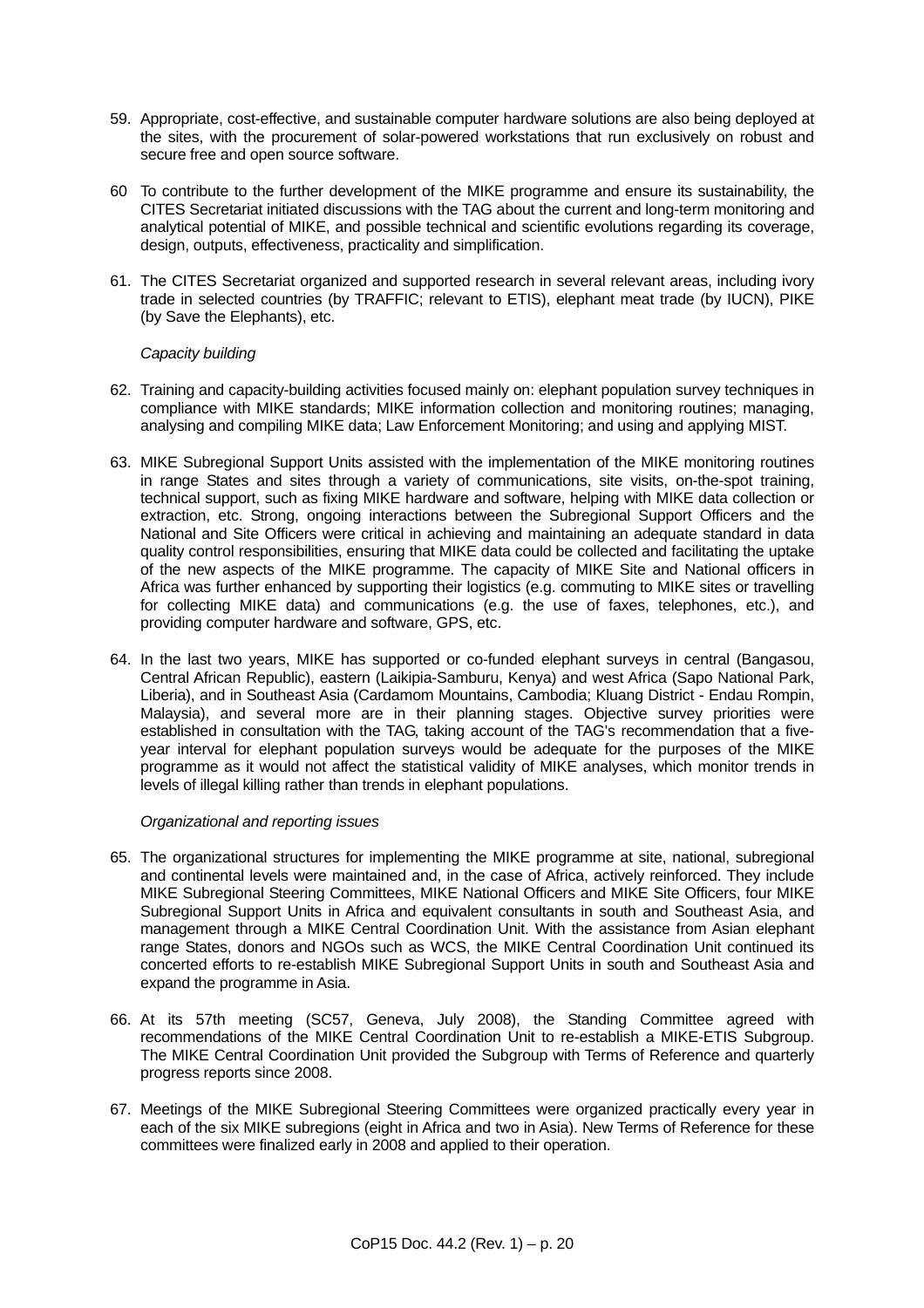59. Appropriate, cost-effective, and sustainable computer hardware solutions are also being deployed at the sites, with the procurement of solar-powered workstations that run exclusively on robust and secure free and open source software.

60 To contribute to the further development of the MIKE programme and ensure its sustainability, the CITES Secretariat initiated discussions with the TAG about the current and long-term monitoring and analytical potential of MIKE, and possible technical and scientific evolutions regarding its coverage, design, outputs, effectiveness, practicality and simplification.

61. The CITES Secretariat organized and supported research in several relevant areas, including ivory trade in selected countries (by TRAFFIC; relevant to ETIS), elephant meat trade (by IUCN), PIKE (by Save the Elephants), etc.

*Capacity building*

62. Training and capacity-building activities focused mainly on: elephant population survey techniques in compliance with MIKE standards; MIKE information collection and monitoring routines; managing, analysing and compiling MIKE data; Law Enforcement Monitoring; and using and applying MIST.

63. MIKE Subregional Support Units assisted with the implementation of the MIKE monitoring routines in range States and sites through a variety of communications, site visits, on-the-spot training, technical support, such as fixing MIKE hardware and software, helping with MIKE data collection or extraction, etc. Strong, ongoing interactions between the Subregional Support Officers and the National and Site Officers were critical in achieving and maintaining an adequate standard in data quality control responsibilities, ensuring that MIKE data could be collected and facilitating the uptake of the new aspects of the MIKE programme. The capacity of MIKE Site and National officers in Africa was further enhanced by supporting their logistics (e.g. commuting to MIKE sites or travelling for collecting MIKE data) and communications (e.g. the use of faxes, telephones, etc.), and providing computer hardware and software, GPS, etc.

64. In the last two years, MIKE has supported or co-funded elephant surveys in central (Bangasou, Central African Republic), eastern (Laikipia-Samburu, Kenya) and west Africa (Sapo National Park, Liberia), and in Southeast Asia (Cardamom Mountains, Cambodia; Kluang District - Endau Rompin, Malaysia), and several more are in their planning stages. Objective survey priorities were established in consultation with the TAG, taking account of the TAG's recommendation that a five-year interval for elephant population surveys would be adequate for the purposes of the MIKE programme as it would not affect the statistical validity of MIKE analyses, which monitor trends in levels of illegal killing rather than trends in elephant populations.

*Organizational and reporting issues*

65. The organizational structures for implementing the MIKE programme at site, national, subregional and continental levels were maintained and, in the case of Africa, actively reinforced. They include MIKE Subregional Steering Committees, MIKE National Officers and MIKE Site Officers, four MIKE Subregional Support Units in Africa and equivalent consultants in south and Southeast Asia, and management through a MIKE Central Coordination Unit. With the assistance from Asian elephant range States, donors and NGOs such as WCS, the MIKE Central Coordination Unit continued its concerted efforts to re-establish MIKE Subregional Support Units in south and Southeast Asia and expand the programme in Asia.

66. At its 57th meeting (SC57, Geneva, July 2008), the Standing Committee agreed with recommendations of the MIKE Central Coordination Unit to re-establish a MIKE-ETIS Subgroup. The MIKE Central Coordination Unit provided the Subgroup with Terms of Reference and quarterly progress reports since 2008.

67. Meetings of the MIKE Subregional Steering Committees were organized practically every year in each of the six MIKE subregions (eight in Africa and two in Asia). New Terms of Reference for these committees were finalized early in 2008 and applied to their operation.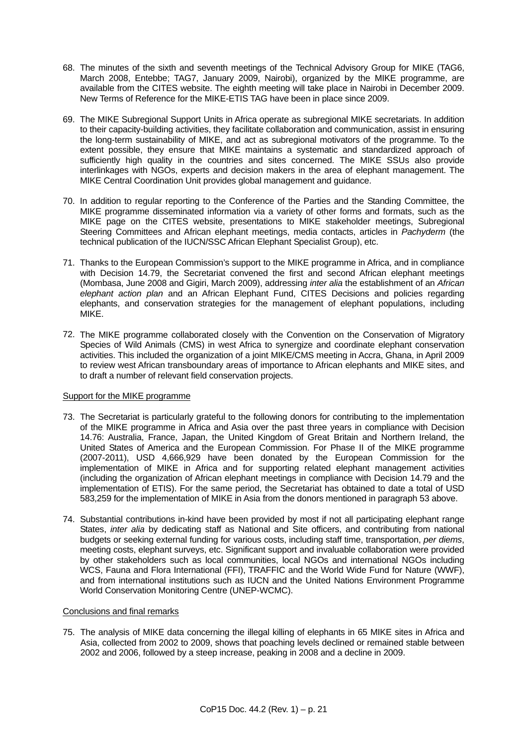68. The minutes of the sixth and seventh meetings of the Technical Advisory Group for MIKE (TAG6, March 2008, Entebbe; TAG7, January 2009, Nairobi), organized by the MIKE programme, are available from the CITES website. The eighth meeting will take place in Nairobi in December 2009. New Terms of Reference for the MIKE-ETIS TAG have been in place since 2009.

69. The MIKE Subregional Support Units in Africa operate as subregional MIKE secretariats. In addition to their capacity-building activities, they facilitate collaboration and communication, assist in ensuring the long-term sustainability of MIKE, and act as subregional motivators of the programme. To the extent possible, they ensure that MIKE maintains a systematic and standardized approach of sufficiently high quality in the countries and sites concerned. The MIKE SSUs also provide interlinkages with NGOs, experts and decision makers in the area of elephant management. The MIKE Central Coordination Unit provides global management and guidance.

70. In addition to regular reporting to the Conference of the Parties and the Standing Committee, the MIKE programme disseminated information via a variety of other forms and formats, such as the MIKE page on the CITES website, presentations to MIKE stakeholder meetings, Subregional Steering Committees and African elephant meetings, media contacts, articles in *Pachyderm* (the technical publication of the IUCN/SSC African Elephant Specialist Group), etc.

71. Thanks to the European Commission's support to the MIKE programme in Africa, and in compliance with Decision 14.79, the Secretariat convened the first and second African elephant meetings (Mombasa, June 2008 and Gigiri, March 2009), addressing *inter alia* the establishment of an *African elephant action plan* and an African Elephant Fund, CITES Decisions and policies regarding elephants, and conservation strategies for the management of elephant populations, including MIKE.

72. The MIKE programme collaborated closely with the Convention on the Conservation of Migratory Species of Wild Animals (CMS) in west Africa to synergize and coordinate elephant conservation activities. This included the organization of a joint MIKE/CMS meeting in Accra, Ghana, in April 2009 to review west African transboundary areas of importance to African elephants and MIKE sites, and to draft a number of relevant field conservation projects.

Support for the MIKE programme

73. The Secretariat is particularly grateful to the following donors for contributing to the implementation of the MIKE programme in Africa and Asia over the past three years in compliance with Decision 14.76: Australia, France, Japan, the United Kingdom of Great Britain and Northern Ireland, the United States of America and the European Commission. For Phase II of the MIKE programme (2007-2011), USD 4,666,929 have been donated by the European Commission for the implementation of MIKE in Africa and for supporting related elephant management activities (including the organization of African elephant meetings in compliance with Decision 14.79 and the implementation of ETIS). For the same period, the Secretariat has obtained to date a total of USD 583,259 for the implementation of MIKE in Asia from the donors mentioned in paragraph 53 above.

74. Substantial contributions in-kind have been provided by most if not all participating elephant range States, *inter alia* by dedicating staff as National and Site officers, and contributing from national budgets or seeking external funding for various costs, including staff time, transportation, *per diems*, meeting costs, elephant surveys, etc. Significant support and invaluable collaboration were provided by other stakeholders such as local communities, local NGOs and international NGOs including WCS, Fauna and Flora International (FFI), TRAFFIC and the World Wide Fund for Nature (WWF), and from international institutions such as IUCN and the United Nations Environment Programme World Conservation Monitoring Centre (UNEP-WCMC).

Conclusions and final remarks

75. The analysis of MIKE data concerning the illegal killing of elephants in 65 MIKE sites in Africa and Asia, collected from 2002 to 2009, shows that poaching levels declined or remained stable between 2002 and 2006, followed by a steep increase, peaking in 2008 and a decline in 2009.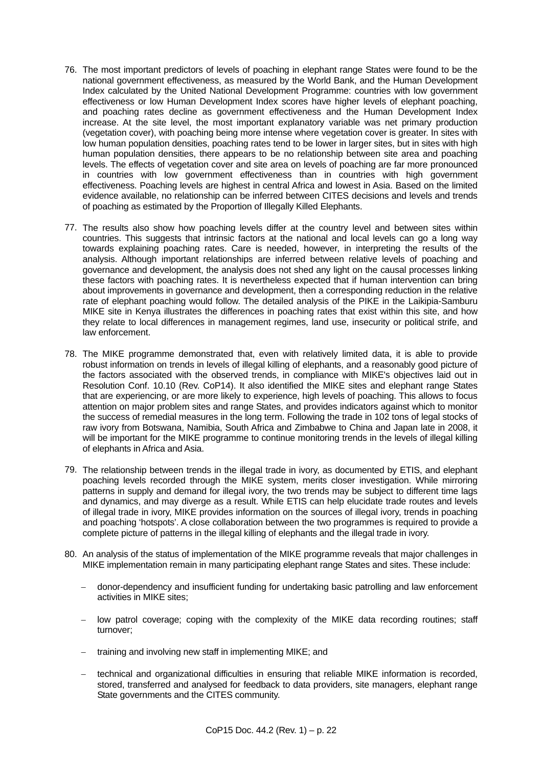76. The most important predictors of levels of poaching in elephant range States were found to be the national government effectiveness, as measured by the World Bank, and the Human Development Index calculated by the United National Development Programme: countries with low government effectiveness or low Human Development Index scores have higher levels of elephant poaching, and poaching rates decline as government effectiveness and the Human Development Index increase. At the site level, the most important explanatory variable was net primary production (vegetation cover), with poaching being more intense where vegetation cover is greater. In sites with low human population densities, poaching rates tend to be lower in larger sites, but in sites with high human population densities, there appears to be no relationship between site area and poaching levels. The effects of vegetation cover and site area on levels of poaching are far more pronounced in countries with low government effectiveness than in countries with high government effectiveness. Poaching levels are highest in central Africa and lowest in Asia. Based on the limited evidence available, no relationship can be inferred between CITES decisions and levels and trends of poaching as estimated by the Proportion of Illegally Killed Elephants.

77. The results also show how poaching levels differ at the country level and between sites within countries. This suggests that intrinsic factors at the national and local levels can go a long way towards explaining poaching rates. Care is needed, however, in interpreting the results of the analysis. Although important relationships are inferred between relative levels of poaching and governance and development, the analysis does not shed any light on the causal processes linking these factors with poaching rates. It is nevertheless expected that if human intervention can bring about improvements in governance and development, then a corresponding reduction in the relative rate of elephant poaching would follow. The detailed analysis of the PIKE in the Laikipia-Samburu MIKE site in Kenya illustrates the differences in poaching rates that exist within this site, and how they relate to local differences in management regimes, land use, insecurity or political strife, and law enforcement.

78. The MIKE programme demonstrated that, even with relatively limited data, it is able to provide robust information on trends in levels of illegal killing of elephants, and a reasonably good picture of the factors associated with the observed trends, in compliance with MIKE's objectives laid out in Resolution Conf. 10.10 (Rev. CoP14). It also identified the MIKE sites and elephant range States that are experiencing, or are more likely to experience, high levels of poaching. This allows to focus attention on major problem sites and range States, and provides indicators against which to monitor the success of remedial measures in the long term. Following the trade in 102 tons of legal stocks of raw ivory from Botswana, Namibia, South Africa and Zimbabwe to China and Japan late in 2008, it will be important for the MIKE programme to continue monitoring trends in the levels of illegal killing of elephants in Africa and Asia.

79. The relationship between trends in the illegal trade in ivory, as documented by ETIS, and elephant poaching levels recorded through the MIKE system, merits closer investigation. While mirroring patterns in supply and demand for illegal ivory, the two trends may be subject to different time lags and dynamics, and may diverge as a result. While ETIS can help elucidate trade routes and levels of illegal trade in ivory, MIKE provides information on the sources of illegal ivory, trends in poaching and poaching 'hotspots'. A close collaboration between the two programmes is required to provide a complete picture of patterns in the illegal killing of elephants and the illegal trade in ivory.

80. An analysis of the status of implementation of the MIKE programme reveals that major challenges in MIKE implementation remain in many participating elephant range States and sites. These include:

   – donor-dependency and insufficient funding for undertaking basic patrolling and law enforcement activities in MIKE sites;

   – low patrol coverage; coping with the complexity of the MIKE data recording routines; staff turnover;

   – training and involving new staff in implementing MIKE; and

   – technical and organizational difficulties in ensuring that reliable MIKE information is recorded, stored, transferred and analysed for feedback to data providers, site managers, elephant range State governments and the CITES community.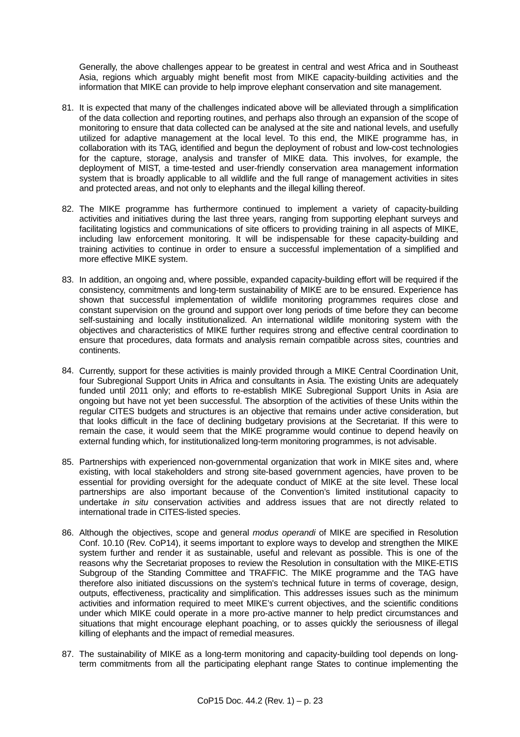Generally, the above challenges appear to be greatest in central and west Africa and in Southeast Asia, regions which arguably might benefit most from MIKE capacity-building activities and the information that MIKE can provide to help improve elephant conservation and site management.

81. It is expected that many of the challenges indicated above will be alleviated through a simplification of the data collection and reporting routines, and perhaps also through an expansion of the scope of monitoring to ensure that data collected can be analysed at the site and national levels, and usefully utilized for adaptive management at the local level. To this end, the MIKE programme has, in collaboration with its TAG, identified and begun the deployment of robust and low-cost technologies for the capture, storage, analysis and transfer of MIKE data. This involves, for example, the deployment of MIST, a time-tested and user-friendly conservation area management information system that is broadly applicable to all wildlife and the full range of management activities in sites and protected areas, and not only to elephants and the illegal killing thereof.

82. The MIKE programme has furthermore continued to implement a variety of capacity-building activities and initiatives during the last three years, ranging from supporting elephant surveys and facilitating logistics and communications of site officers to providing training in all aspects of MIKE, including law enforcement monitoring. It will be indispensable for these capacity-building and training activities to continue in order to ensure a successful implementation of a simplified and more effective MIKE system.

83. In addition, an ongoing and, where possible, expanded capacity-building effort will be required if the consistency, commitments and long-term sustainability of MIKE are to be ensured. Experience has shown that successful implementation of wildlife monitoring programmes requires close and constant supervision on the ground and support over long periods of time before they can become self-sustaining and locally institutionalized. An international wildlife monitoring system with the objectives and characteristics of MIKE further requires strong and effective central coordination to ensure that procedures, data formats and analysis remain compatible across sites, countries and continents.

84. Currently, support for these activities is mainly provided through a MIKE Central Coordination Unit, four Subregional Support Units in Africa and consultants in Asia. The existing Units are adequately funded until 2011 only; and efforts to re-establish MIKE Subregional Support Units in Asia are ongoing but have not yet been successful. The absorption of the activities of these Units within the regular CITES budgets and structures is an objective that remains under active consideration, but that looks difficult in the face of declining budgetary provisions at the Secretariat. If this were to remain the case, it would seem that the MIKE programme would continue to depend heavily on external funding which, for institutionalized long-term monitoring programmes, is not advisable.

85. Partnerships with experienced non-governmental organization that work in MIKE sites and, where existing, with local stakeholders and strong site-based government agencies, have proven to be essential for providing oversight for the adequate conduct of MIKE at the site level. These local partnerships are also important because of the Convention's limited institutional capacity to undertake *in situ* conservation activities and address issues that are not directly related to international trade in CITES-listed species.

86. Although the objectives, scope and general *modus operandi* of MIKE are specified in Resolution Conf. 10.10 (Rev. CoP14), it seems important to explore ways to develop and strengthen the MIKE system further and render it as sustainable, useful and relevant as possible. This is one of the reasons why the Secretariat proposes to review the Resolution in consultation with the MIKE-ETIS Subgroup of the Standing Committee and TRAFFIC. The MIKE programme and the TAG have therefore also initiated discussions on the system's technical future in terms of coverage, design, outputs, effectiveness, practicality and simplification. This addresses issues such as the minimum activities and information required to meet MIKE's current objectives, and the scientific conditions under which MIKE could operate in a more pro-active manner to help predict circumstances and situations that might encourage elephant poaching, or to asses quickly the seriousness of illegal killing of elephants and the impact of remedial measures.

87. The sustainability of MIKE as a long-term monitoring and capacity-building tool depends on long-term commitments from all the participating elephant range States to continue implementing the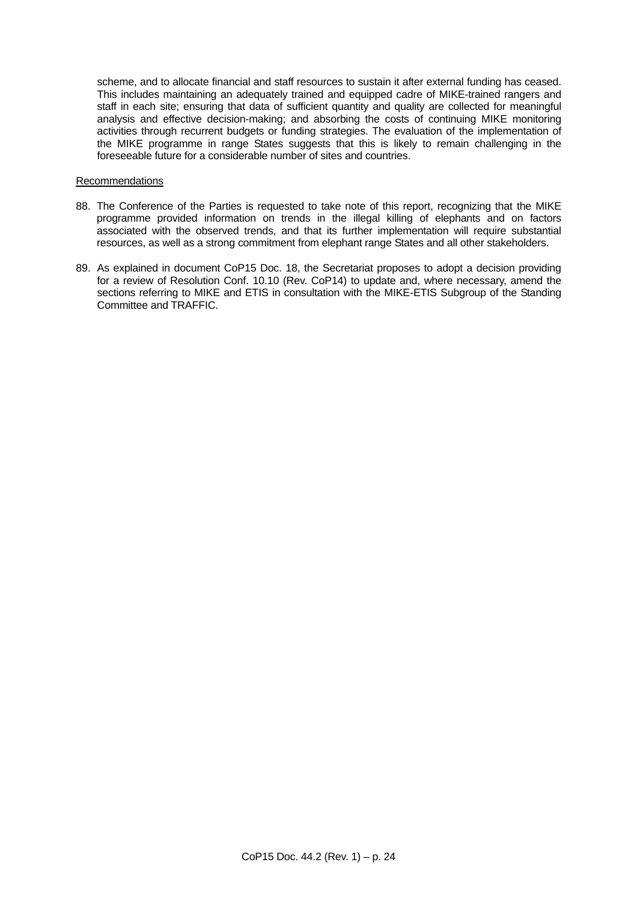scheme, and to allocate financial and staff resources to sustain it after external funding has ceased. This includes maintaining an adequately trained and equipped cadre of MIKE-trained rangers and staff in each site; ensuring that data of sufficient quantity and quality are collected for meaningful analysis and effective decision-making; and absorbing the costs of continuing MIKE monitoring activities through recurrent budgets or funding strategies. The evaluation of the implementation of the MIKE programme in range States suggests that this is likely to remain challenging in the foreseeable future for a considerable number of sites and countries.

<u>Recommendations</u>

88. The Conference of the Parties is requested to take note of this report, recognizing that the MIKE programme provided information on trends in the illegal killing of elephants and on factors associated with the observed trends, and that its further implementation will require substantial resources, as well as a strong commitment from elephant range States and all other stakeholders.

89. As explained in document CoP15 Doc. 18, the Secretariat proposes to adopt a decision providing for a review of Resolution Conf. 10.10 (Rev. CoP14) to update and, where necessary, amend the sections referring to MIKE and ETIS in consultation with the MIKE-ETIS Subgroup of the Standing Committee and TRAFFIC.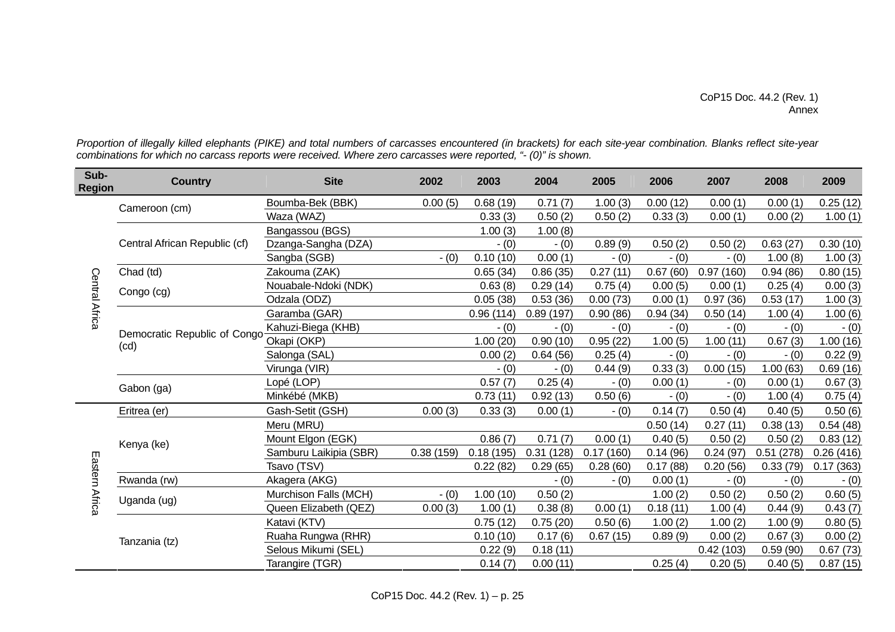CoP15 Doc. 44.2 (Rev. 1)
Annex

*Proportion of illegally killed elephants (PIKE) and total numbers of carcasses encountered (in brackets) for each site-year combination. Blanks reflect site-year combinations for which no carcass reports were received. Where zero carcasses were reported, "- (0)" is shown.*

| Sub-Region | Country | Site | 2002 | 2003 | 2004 | 2005 | 2006 | 2007 | 2008 | 2009 |
|---|---|---|---|---|---|---|---|---|---|---|
| Central Africa | Cameroon (cm) | Boumba-Bek (BBK) | 0.00 (5) | 0.68 (19) | 0.71 (7) | 1.00 (3) | 0.00 (12) | 0.00 (1) | 0.00 (1) | 0.25 (12) |
| | | Waza (WAZ) | | 0.33 (3) | 0.50 (2) | 0.50 (2) | 0.33 (3) | 0.00 (1) | 0.00 (2) | 1.00 (1) |
| | Central African Republic (cf) | Bangassou (BGS) | | 1.00 (3) | 1.00 (8) | | | | | |
| | | Dzanga-Sangha (DZA) | | - (0) | - (0) | 0.89 (9) | 0.50 (2) | 0.50 (2) | 0.63 (27) | 0.30 (10) |
| | | Sangba (SGB) | - (0) | 0.10 (10) | 0.00 (1) | - (0) | - (0) | - (0) | 1.00 (8) | 1.00 (3) |
| | Chad (td) | Zakouma (ZAK) | | 0.65 (34) | 0.86 (35) | 0.27 (11) | 0.67 (60) | 0.97 (160) | 0.94 (86) | 0.80 (15) |
| | Congo (cg) | Nouabale-Ndoki (NDK) | | 0.63 (8) | 0.29 (14) | 0.75 (4) | 0.00 (5) | 0.00 (1) | 0.25 (4) | 0.00 (3) |
| | | Odzala (ODZ) | | 0.05 (38) | 0.53 (36) | 0.00 (73) | 0.00 (1) | 0.97 (36) | 0.53 (17) | 1.00 (3) |
| | Democratic Republic of Congo (cd) | Garamba (GAR) | | 0.96 (114) | 0.89 (197) | 0.90 (86) | 0.94 (34) | 0.50 (14) | 1.00 (4) | 1.00 (6) |
| | | Kahuzi-Biega (KHB) | | - (0) | - (0) | - (0) | - (0) | - (0) | - (0) | - (0) |
| | | Okapi (OKP) | | 1.00 (20) | 0.90 (10) | 0.95 (22) | 1.00 (5) | 1.00 (11) | 0.67 (3) | 1.00 (16) |
| | | Salonga (SAL) | | 0.00 (2) | 0.64 (56) | 0.25 (4) | - (0) | - (0) | - (0) | 0.22 (9) |
| | | Virunga (VIR) | | - (0) | - (0) | 0.44 (9) | 0.33 (3) | 0.00 (15) | 1.00 (63) | 0.69 (16) |
| | Gabon (ga) | Lopé (LOP) | | 0.57 (7) | 0.25 (4) | - (0) | 0.00 (1) | - (0) | 0.00 (1) | 0.67 (3) |
| | | Minkébé (MKB) | | 0.73 (11) | 0.92 (13) | 0.50 (6) | - (0) | - (0) | 1.00 (4) | 0.75 (4) |
| Eastern Africa | Eritrea (er) | Gash-Setit (GSH) | 0.00 (3) | 0.33 (3) | 0.00 (1) | - (0) | 0.14 (7) | 0.50 (4) | 0.40 (5) | 0.50 (6) |
| | Kenya (ke) | Meru (MRU) | | | | | 0.50 (14) | 0.27 (11) | 0.38 (13) | 0.54 (48) |
| | | Mount Elgon (EGK) | | 0.86 (7) | 0.71 (7) | 0.00 (1) | 0.40 (5) | 0.50 (2) | 0.50 (2) | 0.83 (12) |
| | | Samburu Laikipia (SBR) | 0.38 (159) | 0.18 (195) | 0.31 (128) | 0.17 (160) | 0.14 (96) | 0.24 (97) | 0.51 (278) | 0.26 (416) |
| | | Tsavo (TSV) | | 0.22 (82) | 0.29 (65) | 0.28 (60) | 0.17 (88) | 0.20 (56) | 0.33 (79) | 0.17 (363) |
| | Rwanda (rw) | Akagera (AKG) | | | - (0) | - (0) | 0.00 (1) | - (0) | - (0) | - (0) |
| | Uganda (ug) | Murchison Falls (MCH) | - (0) | 1.00 (10) | 0.50 (2) | | 1.00 (2) | 0.50 (2) | 0.50 (2) | 0.60 (5) |
| | | Queen Elizabeth (QEZ) | 0.00 (3) | 1.00 (1) | 0.38 (8) | 0.00 (1) | 0.18 (11) | 1.00 (4) | 0.44 (9) | 0.43 (7) |
| | Tanzania (tz) | Katavi (KTV) | | 0.75 (12) | 0.75 (20) | 0.50 (6) | 1.00 (2) | 1.00 (2) | 1.00 (9) | 0.80 (5) |
| | | Ruaha Rungwa (RHR) | | 0.10 (10) | 0.17 (6) | 0.67 (15) | 0.89 (9) | 0.00 (2) | 0.67 (3) | 0.00 (2) |
| | | Selous Mikumi (SEL) | | 0.22 (9) | 0.18 (11) | | | 0.42 (103) | 0.59 (90) | 0.67 (73) |
| | | Tarangire (TGR) | | 0.14 (7) | 0.00 (11) | | 0.25 (4) | 0.20 (5) | 0.40 (5) | 0.87 (15) |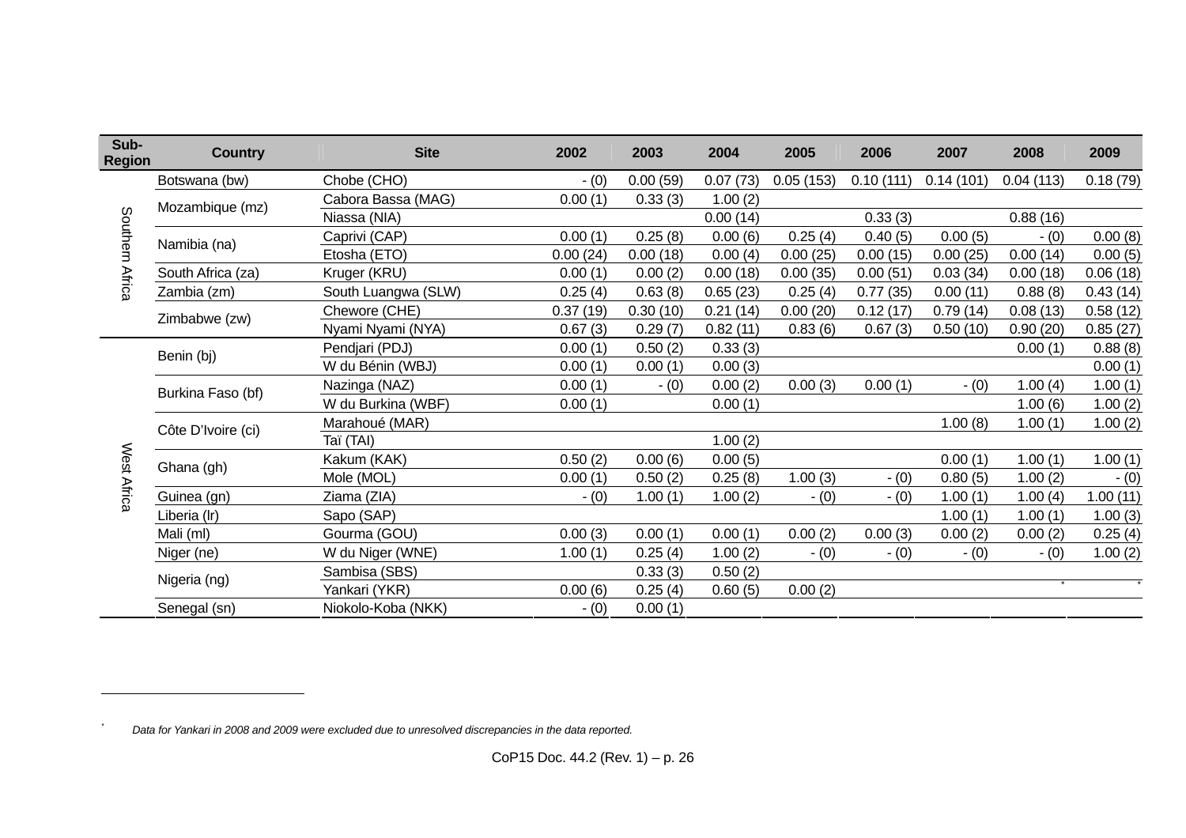| Sub-Region | Country | Site | 2002 | 2003 | 2004 | 2005 | 2006 | 2007 | 2008 | 2009 |
|---|---|---|---|---|---|---|---|---|---|---|
| Southern Africa | Botswana (bw) | Chobe (CHO) | - (0) | 0.00 (59) | 0.07 (73) | 0.05 (153) | 0.10 (111) | 0.14 (101) | 0.04 (113) | 0.18 (79) |
| | Mozambique (mz) | Cabora Bassa (MAG) | 0.00 (1) | 0.33 (3) | 1.00 (2) | | | | | |
| | | Niassa (NIA) | | | 0.00 (14) | | 0.33 (3) | | 0.88 (16) | |
| | Namibia (na) | Caprivi (CAP) | 0.00 (1) | 0.25 (8) | 0.00 (6) | 0.25 (4) | 0.40 (5) | 0.00 (5) | - (0) | 0.00 (8) |
| | | Etosha (ETO) | 0.00 (24) | 0.00 (18) | 0.00 (4) | 0.00 (25) | 0.00 (15) | 0.00 (25) | 0.00 (14) | 0.00 (5) |
| | South Africa (za) | Kruger (KRU) | 0.00 (1) | 0.00 (2) | 0.00 (18) | 0.00 (35) | 0.00 (51) | 0.03 (34) | 0.00 (18) | 0.06 (18) |
| | Zambia (zm) | South Luangwa (SLW) | 0.25 (4) | 0.63 (8) | 0.65 (23) | 0.25 (4) | 0.77 (35) | 0.00 (11) | 0.88 (8) | 0.43 (14) |
| | Zimbabwe (zw) | Chewore (CHE) | 0.37 (19) | 0.30 (10) | 0.21 (14) | 0.00 (20) | 0.12 (17) | 0.79 (14) | 0.08 (13) | 0.58 (12) |
| | | Nyami Nyami (NYA) | 0.67 (3) | 0.29 (7) | 0.82 (11) | 0.83 (6) | 0.67 (3) | 0.50 (10) | 0.90 (20) | 0.85 (27) |
| West Africa | Benin (bj) | Pendjari (PDJ) | 0.00 (1) | 0.50 (2) | 0.33 (3) | | | | 0.00 (1) | 0.88 (8) |
| | | W du Bénin (WBJ) | 0.00 (1) | 0.00 (1) | 0.00 (3) | | | | | 0.00 (1) |
| | Burkina Faso (bf) | Nazinga (NAZ) | 0.00 (1) | - (0) | 0.00 (2) | 0.00 (3) | 0.00 (1) | - (0) | 1.00 (4) | 1.00 (1) |
| | | W du Burkina (WBF) | 0.00 (1) | | 0.00 (1) | | | | 1.00 (6) | 1.00 (2) |
| | Côte D'Ivoire (ci) | Marahoué (MAR) | | | | | | 1.00 (8) | 1.00 (1) | 1.00 (2) |
| | | Taï (TAI) | | | 1.00 (2) | | | | | |
| | Ghana (gh) | Kakum (KAK) | 0.50 (2) | 0.00 (6) | 0.00 (5) | | | 0.00 (1) | 1.00 (1) | 1.00 (1) |
| | | Mole (MOL) | 0.00 (1) | 0.50 (2) | 0.25 (8) | 1.00 (3) | - (0) | 0.80 (5) | 1.00 (2) | - (0) |
| | Guinea (gn) | Ziama (ZIA) | - (0) | 1.00 (1) | 1.00 (2) | - (0) | - (0) | 1.00 (1) | 1.00 (4) | 1.00 (11) |
| | Liberia (lr) | Sapo (SAP) | | | | | | 1.00 (1) | 1.00 (1) | 1.00 (3) |
| | Mali (ml) | Gourma (GOU) | 0.00 (3) | 0.00 (1) | 0.00 (1) | 0.00 (2) | 0.00 (3) | 0.00 (2) | 0.00 (2) | 0.25 (4) |
| | Niger (ne) | W du Niger (WNE) | 1.00 (1) | 0.25 (4) | 1.00 (2) | - (0) | - (0) | - (0) | - (0) | 1.00 (2) |
| | Nigeria (ng) | Sambisa (SBS) | | 0.33 (3) | 0.50 (2) | | | | | |
| | | Yankari (YKR) | 0.00 (6) | 0.25 (4) | 0.60 (5) | 0.00 (2) | | | * | * |
| | Senegal (sn) | Niokolo-Koba (NKK) | - (0) | 0.00 (1) | | | | | | |

* *Data for Yankari in 2008 and 2009 were excluded due to unresolved discrepancies in the data reported.*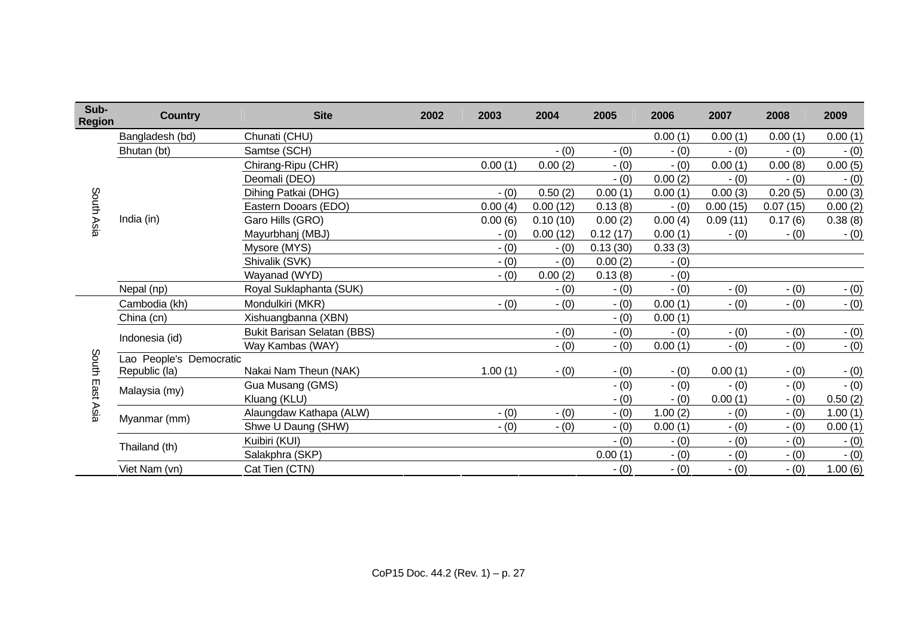| Sub-Region | Country | Site | 2002 | 2003 | 2004 | 2005 | 2006 | 2007 | 2008 | 2009 |
|---|---|---|---|---|---|---|---|---|---|---|
| South Asia | Bangladesh (bd) | Chunati (CHU) | | | | | 0.00 (1) | 0.00 (1) | 0.00 (1) | 0.00 (1) |
| | Bhutan (bt) | Samtse (SCH) | | | - (0) | - (0) | - (0) | - (0) | - (0) | - (0) |
| | India (in) | Chirang-Ripu (CHR) | | 0.00 (1) | 0.00 (2) | - (0) | - (0) | 0.00 (1) | 0.00 (8) | 0.00 (5) |
| | | Deomali (DEO) | | | | - (0) | 0.00 (2) | - (0) | - (0) | - (0) |
| | | Dihing Patkai (DHG) | | - (0) | 0.50 (2) | 0.00 (1) | 0.00 (1) | 0.00 (3) | 0.20 (5) | 0.00 (3) |
| | | Eastern Dooars (EDO) | | 0.00 (4) | 0.00 (12) | 0.13 (8) | - (0) | 0.00 (15) | 0.07 (15) | 0.00 (2) |
| | | Garo Hills (GRO) | | 0.00 (6) | 0.10 (10) | 0.00 (2) | 0.00 (4) | 0.09 (11) | 0.17 (6) | 0.38 (8) |
| | | Mayurbhanj (MBJ) | | - (0) | 0.00 (12) | 0.12 (17) | 0.00 (1) | - (0) | - (0) | - (0) |
| | | Mysore (MYS) | | - (0) | - (0) | 0.13 (30) | 0.33 (3) | | | |
| | | Shivalik (SVK) | | - (0) | - (0) | 0.00 (2) | - (0) | | | |
| | | Wayanad (WYD) | | - (0) | 0.00 (2) | 0.13 (8) | - (0) | | | |
| | Nepal (np) | Royal Suklaphanta (SUK) | | | - (0) | - (0) | - (0) | - (0) | - (0) | - (0) |
| South East Asia | Cambodia (kh) | Mondulkiri (MKR) | | - (0) | - (0) | - (0) | 0.00 (1) | - (0) | - (0) | - (0) |
| | China (cn) | Xishuangbanna (XBN) | | | | - (0) | 0.00 (1) | | | |
| | Indonesia (id) | Bukit Barisan Selatan (BBS) | | | - (0) | - (0) | - (0) | - (0) | - (0) | - (0) |
| | | Way Kambas (WAY) | | | - (0) | - (0) | 0.00 (1) | - (0) | - (0) | - (0) |
| | Lao People's Democratic Republic (la) | Nakai Nam Theun (NAK) | | 1.00 (1) | - (0) | - (0) | - (0) | 0.00 (1) | - (0) | - (0) |
| | Malaysia (my) | Gua Musang (GMS) | | | | - (0) | - (0) | - (0) | - (0) | - (0) |
| | | Kluang (KLU) | | | | - (0) | - (0) | 0.00 (1) | - (0) | 0.50 (2) |
| | Myanmar (mm) | Alaungdaw Kathapa (ALW) | | - (0) | - (0) | - (0) | 1.00 (2) | - (0) | - (0) | 1.00 (1) |
| | | Shwe U Daung (SHW) | | - (0) | - (0) | - (0) | 0.00 (1) | - (0) | - (0) | 0.00 (1) |
| | Thailand (th) | Kuibiri (KUI) | | | | - (0) | - (0) | - (0) | - (0) | - (0) |
| | | Salakphra (SKP) | | | | 0.00 (1) | - (0) | - (0) | - (0) | - (0) |
| | Viet Nam (vn) | Cat Tien (CTN) | | | | - (0) | - (0) | - (0) | - (0) | 1.00 (6) |